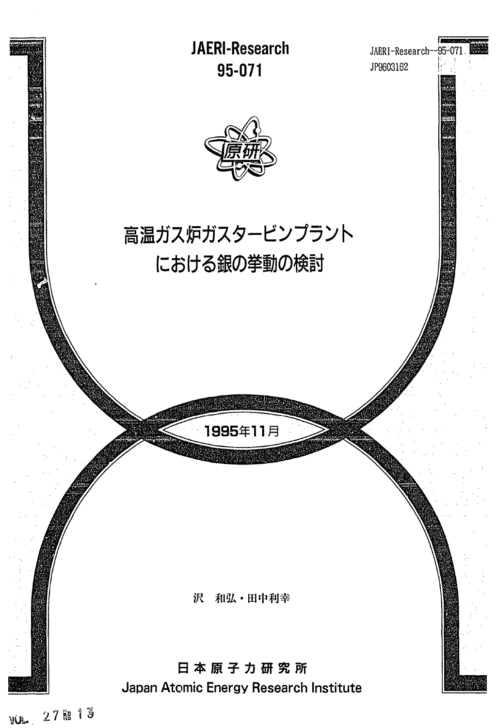JAERI-Research
95-071

JAERI-Research--95-071
JP9603162

原研

# 高温ガス炉ガスタービンプラントにおける銀の挙動の検討

1995年11月

沢 和弘・田中利幸

日本原子力研究所
Japan Atomic Energy Research Institute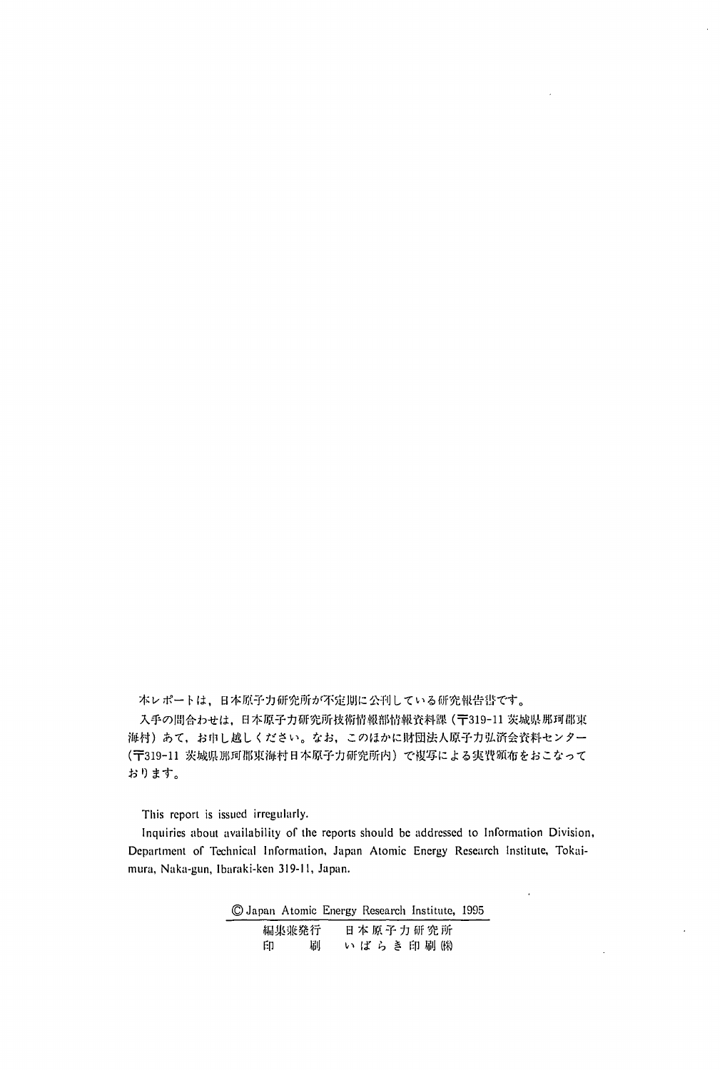本レポートは，日本原子力研究所が不定期に公刊している研究報告書です。

入手の問合わせは，日本原子力研究所技術情報部情報資料課（〒319-11 茨城県那珂郡東海村）あて，お申し越しください。なお，このほかに財団法人原子力弘済会資料センター（〒319-11 茨城県那珂郡東海村日本原子力研究所内）で複写による実費頒布をおこなっております。

This report is issued irregularly.

Inquiries about availability of the reports should be addressed to Information Division, Department of Technical Information, Japan Atomic Energy Research Institute, Tokai-mura, Naka-gun, Ibaraki-ken 319-11, Japan.

© Japan Atomic Energy Research Institute, 1995

| | |
|---|---|
| 編集兼発行 | 日本原子力研究所 |
| 印　　刷 | いばらき印刷(株) |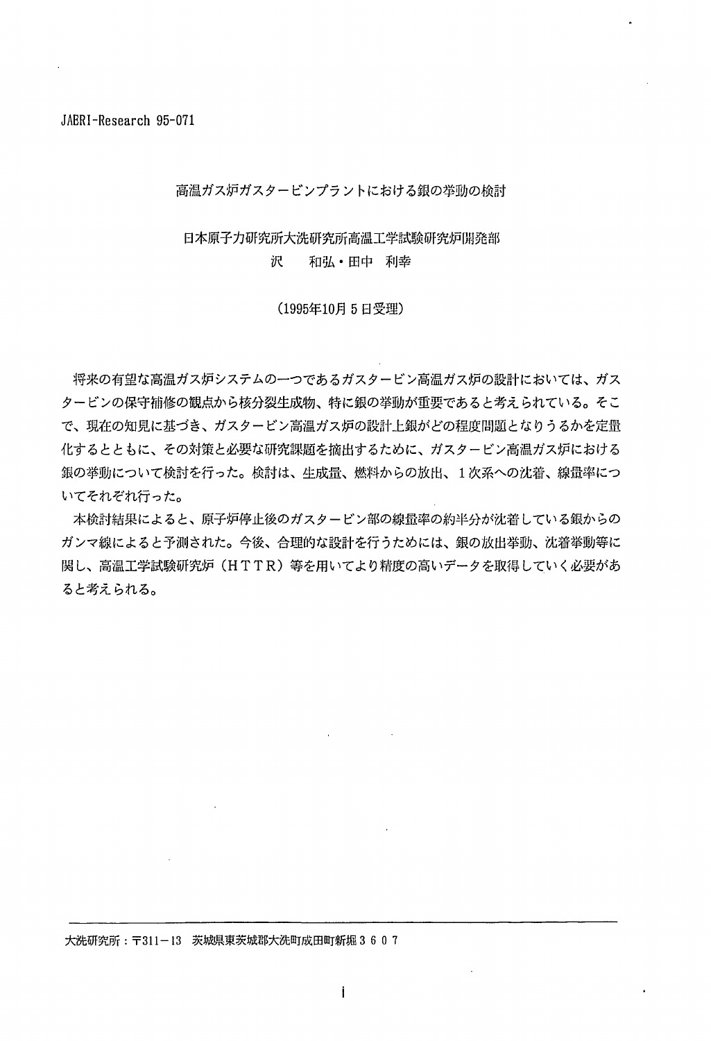JAERI-Research 95-071

# 高温ガス炉ガスタービンプラントにおける銀の挙動の検討

日本原子力研究所大洗研究所高温工学試験研究炉開発部
沢　和弘・田中　利幸

(1995年10月5日受理)

将来の有望な高温ガス炉システムの一つであるガスタービン高温ガス炉の設計においては、ガスタービンの保守補修の観点から核分裂生成物、特に銀の挙動が重要であると考えられている。そこで、現在の知見に基づき、ガスタービン高温ガス炉の設計上銀がどの程度問題となりうるかを定量化するとともに、その対策と必要な研究課題を摘出するために、ガスタービン高温ガス炉における銀の挙動について検討を行った。検討は、生成量、燃料からの放出、1次系への沈着、線量率についてそれぞれ行った。

本検討結果によると、原子炉停止後のガスタービン部の線量率の約半分が沈着している銀からのガンマ線によると予測された。今後、合理的な設計を行うためには、銀の放出挙動、沈着挙動等に関し、高温工学試験研究炉（ＨＴＴＲ）等を用いてより精度の高いデータを取得していく必要があると考えられる。

---

大洗研究所：〒311－13　茨城県東茨城郡大洗町成田町新堀３６０７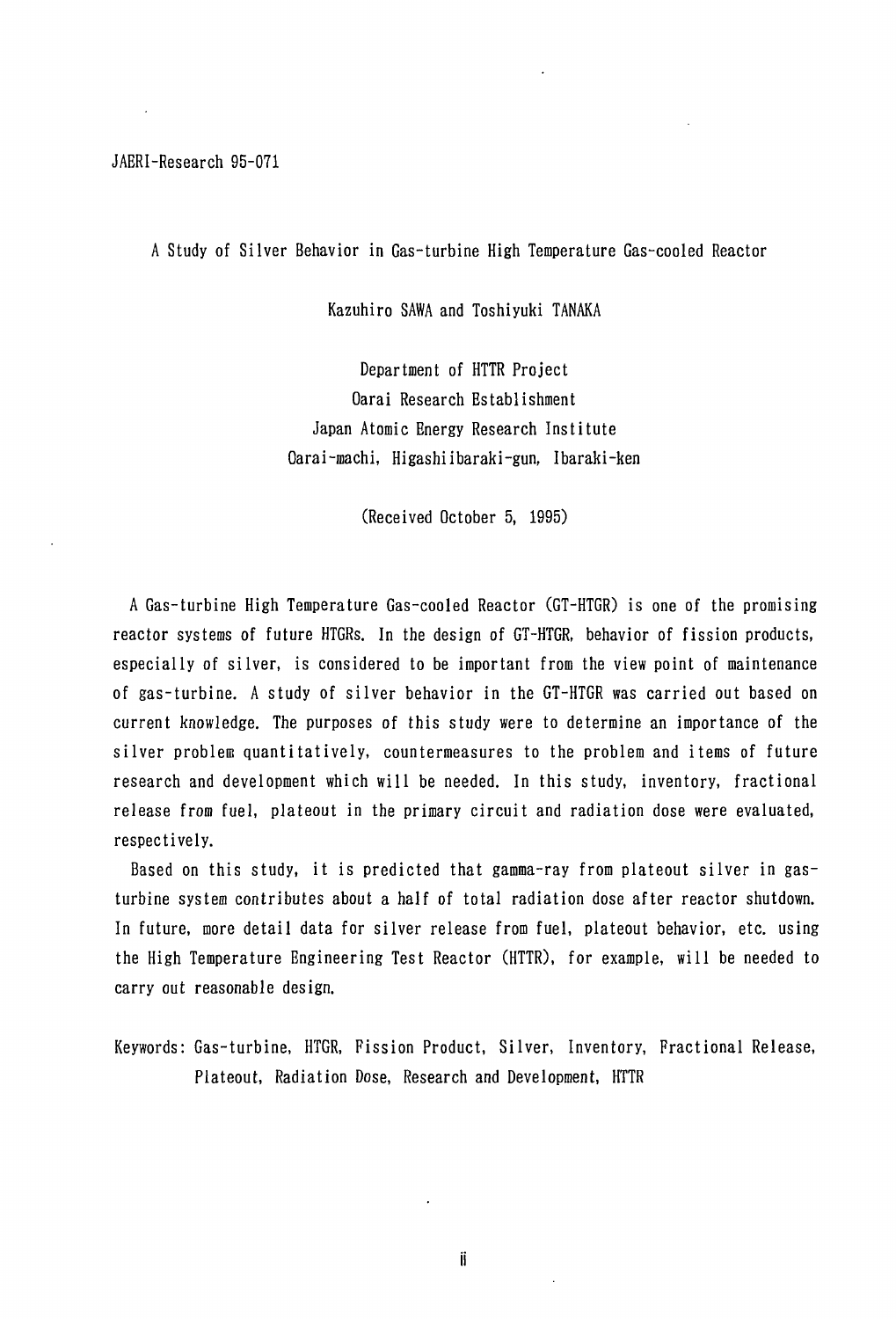JAERI-Research 95-071

# A Study of Silver Behavior in Gas-turbine High Temperature Gas-cooled Reactor

Kazuhiro SAWA and Toshiyuki TANAKA

Department of HTTR Project
Oarai Research Establishment
Japan Atomic Energy Research Institute
Oarai-machi, Higashiibaraki-gun, Ibaraki-ken

(Received October 5, 1995)

A Gas-turbine High Temperature Gas-cooled Reactor (GT-HTGR) is one of the promising reactor systems of future HTGRs. In the design of GT-HTGR, behavior of fission products, especially of silver, is considered to be important from the view point of maintenance of gas-turbine. A study of silver behavior in the GT-HTGR was carried out based on current knowledge. The purposes of this study were to determine an importance of the silver problem quantitatively, countermeasures to the problem and items of future research and development which will be needed. In this study, inventory, fractional release from fuel, plateout in the primary circuit and radiation dose were evaluated, respectively.

Based on this study, it is predicted that gamma-ray from plateout silver in gas-turbine system contributes about a half of total radiation dose after reactor shutdown. In future, more detail data for silver release from fuel, plateout behavior, etc. using the High Temperature Engineering Test Reactor (HTTR), for example, will be needed to carry out reasonable design.

Keywords: Gas-turbine, HTGR, Fission Product, Silver, Inventory, Fractional Release, Plateout, Radiation Dose, Research and Development, HTTR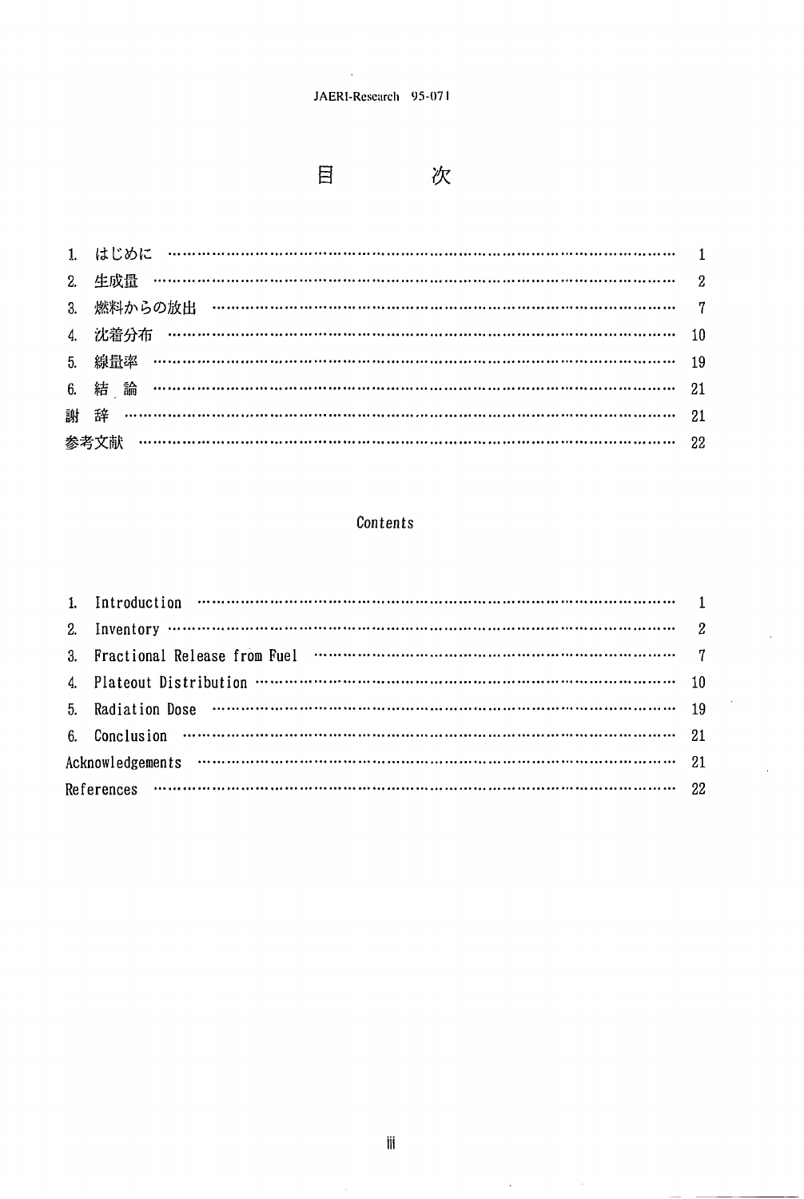# 目　　次

1. はじめに …………………………………………………………………………………… 1
2. 生成量 ……………………………………………………………………………………… 2
3. 燃料からの放出 …………………………………………………………………………… 7
4. 沈着分布 …………………………………………………………………………………… 10
5. 線量率 ……………………………………………………………………………………… 19
6. 結　論 ……………………………………………………………………………………… 21

謝　辞 ………………………………………………………………………………………… 21

参考文献 ……………………………………………………………………………………… 22

# Contents

1. Introduction …………………………………………………………………………… 1
2. Inventory …………………………………………………………………………………… 2
3. Fractional Release from Fuel ………………………………………………………… 7
4. Plateout Distribution ………………………………………………………………… 10
5. Radiation Dose ………………………………………………………………………… 19
6. Conclusion ……………………………………………………………………………… 21

Acknowledgements ……………………………………………………………………… 21

References …………………………………………………………………………………… 22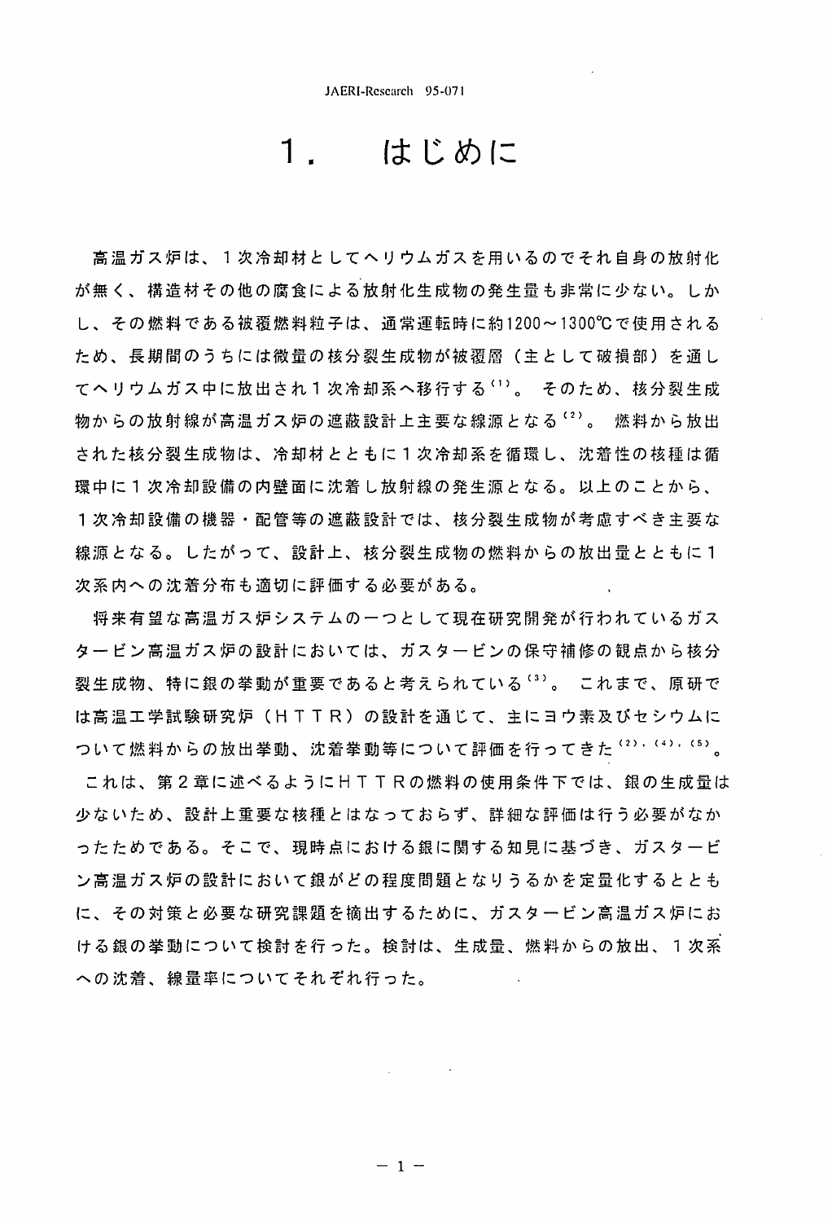# 1.　はじめに

高温ガス炉は、１次冷却材としてヘリウムガスを用いるのでそれ自身の放射化が無く、構造材その他の腐食による放射化生成物の発生量も非常に少ない。しかし、その燃料である被覆燃料粒子は、通常運転時に約1200～1300℃で使用されるため、長期間のうちには微量の核分裂生成物が被覆層（主として破損部）を通してヘリウムガス中に放出され１次冷却系へ移行する[1]。そのため、核分裂生成物からの放射線が高温ガス炉の遮蔽設計上主要な線源となる[2]。燃料から放出された核分裂生成物は、冷却材とともに１次冷却系を循環し、沈着性の核種は循環中に１次冷却設備の内壁面に沈着し放射線の発生源となる。以上のことから、１次冷却設備の機器・配管等の遮蔽設計では、核分裂生成物が考慮すべき主要な線源となる。したがって、設計上、核分裂生成物の燃料からの放出量とともに１次系内への沈着分布も適切に評価する必要がある。

将来有望な高温ガス炉システムの一つとして現在研究開発が行われているガスタービン高温ガス炉の設計においては、ガスタービンの保守補修の観点から核分裂生成物、特に銀の挙動が重要であると考えられている[3]。これまで、原研では高温工学試験研究炉（ＨＴＴＲ）の設計を通じて、主にヨウ素及びセシウムについて燃料からの放出挙動、沈着挙動等について評価を行ってきた[2],[4],[5]。これは、第２章に述べるようにＨＴＴＲの燃料の使用条件下では、銀の生成量は少ないため、設計上重要な核種とはなっておらず、詳細な評価は行う必要がなかったためである。そこで、現時点における銀に関する知見に基づき、ガスタービン高温ガス炉の設計において銀がどの程度問題となりうるかを定量化するとともに、その対策と必要な研究課題を摘出するために、ガスタービン高温ガス炉における銀の挙動について検討を行った。検討は、生成量、燃料からの放出、１次系への沈着、線量率についてそれぞれ行った。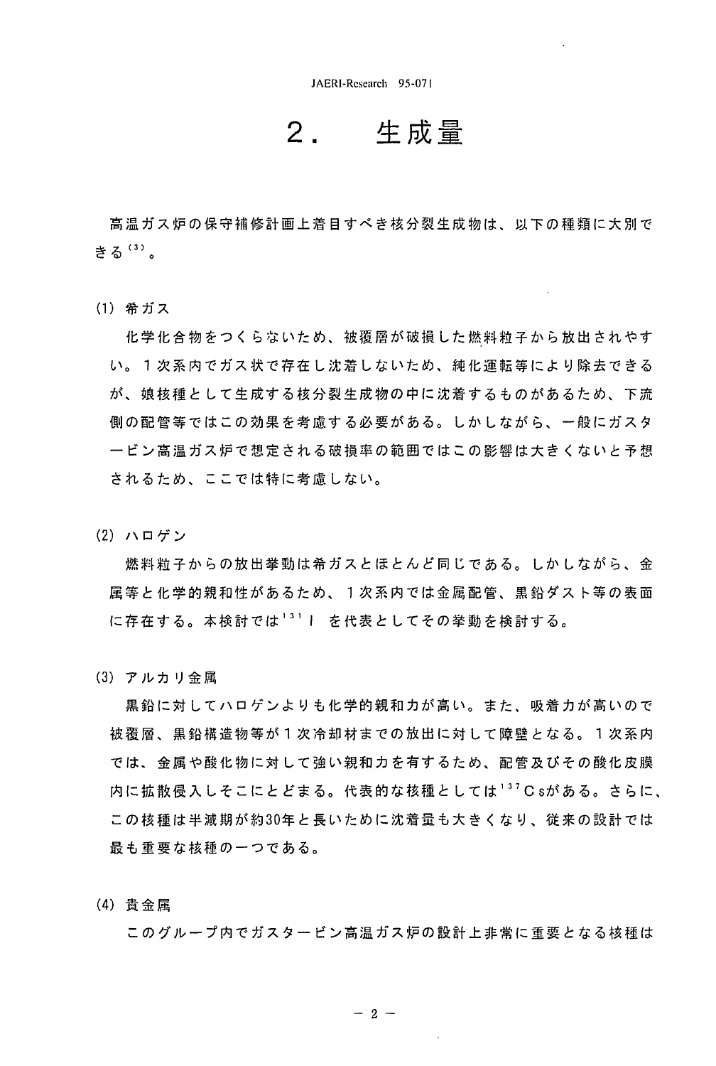# 2. 生成量

高温ガス炉の保守補修計画上着目すべき核分裂生成物は、以下の種類に大別できる[3]。

(1) 希ガス

化学化合物をつくらないため、被覆層が破損した燃料粒子から放出されやすい。１次系内でガス状で存在し沈着しないため、純化運転等により除去できるが、娘核種として生成する核分裂生成物の中に沈着するものがあるため、下流側の配管等ではこの効果を考慮する必要がある。しかしながら、一般にガスタービン高温ガス炉で想定される破損率の範囲ではこの影響は大きくないと予想されるため、ここでは特に考慮しない。

(2) ハロゲン

燃料粒子からの放出挙動は希ガスとほとんど同じである。しかしながら、金属等と化学的親和性があるため、１次系内では金属配管、黒鉛ダスト等の表面に存在する。本検討では$^{131}$I を代表としてその挙動を検討する。

(3) アルカリ金属

黒鉛に対してハロゲンよりも化学的親和力が高い。また、吸着力が高いので被覆層、黒鉛構造物等が１次冷却材までの放出に対して障壁となる。１次系内では、金属や酸化物に対して強い親和力を有するため、配管及びその酸化皮膜内に拡散侵入しそこにとどまる。代表的な核種としては$^{137}$Csがある。さらに、この核種は半減期が約30年と長いために沈着量も大きくなり、従来の設計では最も重要な核種の一つである。

(4) 貴金属

このグループ内でガスタービン高温ガス炉の設計上非常に重要となる核種は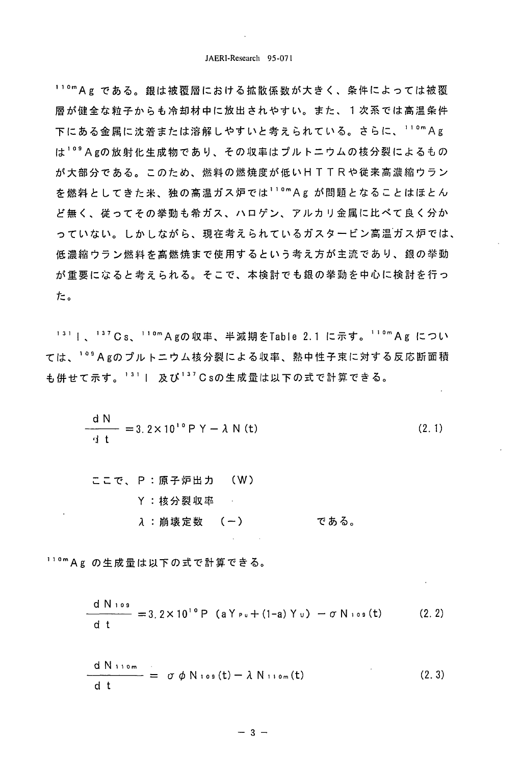$^{110m}$Ag である。銀は被覆層における拡散係数が大きく、条件によっては被覆層が健全な粒子からも冷却材中に放出されやすい。また、１次系では高温条件下にある金属に沈着または溶解しやすいと考えられている。さらに、$^{110m}$Ag は$^{109}$Agの放射化生成物であり、その収率はプルトニウムの核分裂によるものが大部分である。このため、燃料の燃焼度が低いＨＴＴＲや従来高濃縮ウランを燃料としてきた米、独の高温ガス炉では$^{110m}$Ag が問題となることはほとんど無く、従ってその挙動も希ガス、ハロゲン、アルカリ金属に比べて良く分かっていない。しかしながら、現在考えられているガスタービン高温ガス炉では、低濃縮ウラン燃料を高燃焼まで使用するという考え方が主流であり、銀の挙動が重要になると考えられる。そこで、本検討でも銀の挙動を中心に検討を行った。

$^{131}$I、$^{137}$Cs、$^{110m}$Agの収率、半減期をTable 2.1 に示す。$^{110m}$Ag については、$^{109}$Agのプルトニウム核分裂による収率、熱中性子束に対する反応断面積も併せて示す。$^{131}$I 及び$^{137}$Csの生成量は以下の式で計算できる。

$$\frac{dN}{dt} = 3.2\times10^{10} P Y - \lambda N(t) \tag{2.1}$$

ここで、P：原子炉出力　（W）
　　　　Y：核分裂収率
　　　　λ：崩壊定数　（－）　　　　である。

$^{110m}$Ag の生成量は以下の式で計算できる。

$$\frac{dN_{109}}{dt} = 3.2\times10^{10} P\ (aY_{Pu} + (1-a)Y_{U}) - \sigma N_{109}(t) \tag{2.2}$$

$$\frac{dN_{110m}}{dt} = \sigma \phi N_{109}(t) - \lambda N_{110m}(t) \tag{2.3}$$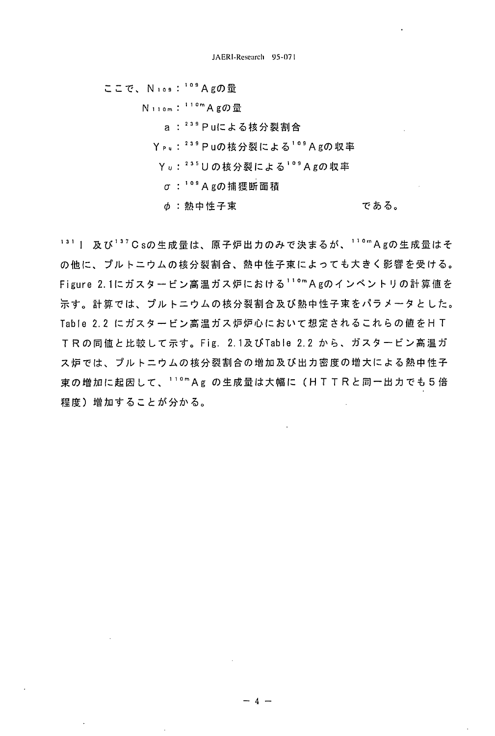ここで、$N_{109}$ : $^{109}$Agの量

$N_{110m}$ : $^{110m}$Agの量

$a$ : $^{239}$Puによる核分裂割合

$Y_{Pu}$ : $^{239}$Puの核分裂による$^{109}$Agの収率

$Y_{U}$ : $^{235}$Uの核分裂による$^{109}$Agの収率

$\sigma$ : $^{109}$Agの捕獲断面積

$\phi$ : 熱中性子束　　　　　　　　である。

$^{131}$I 及び$^{137}$Csの生成量は、原子炉出力のみで決まるが、$^{110m}$Agの生成量はその他に、プルトニウムの核分裂割合、熱中性子束によっても大きく影響を受ける。Figure 2.1にガスタービン高温ガス炉における$^{110m}$Agのインベントリの計算値を示す。計算では、プルトニウムの核分裂割合及び熱中性子束をパラメータとした。Table 2.2 にガスタービン高温ガス炉炉心において想定されるこれらの値をＨＴＴＲの同値と比較して示す。Fig. 2.1及びTable 2.2 から、ガスタービン高温ガス炉では、プルトニウムの核分裂割合の増加及び出力密度の増大による熱中性子束の増加に起因して、$^{110m}$Ag の生成量は大幅に（ＨＴＴＲと同一出力でも５倍程度）増加することが分かる。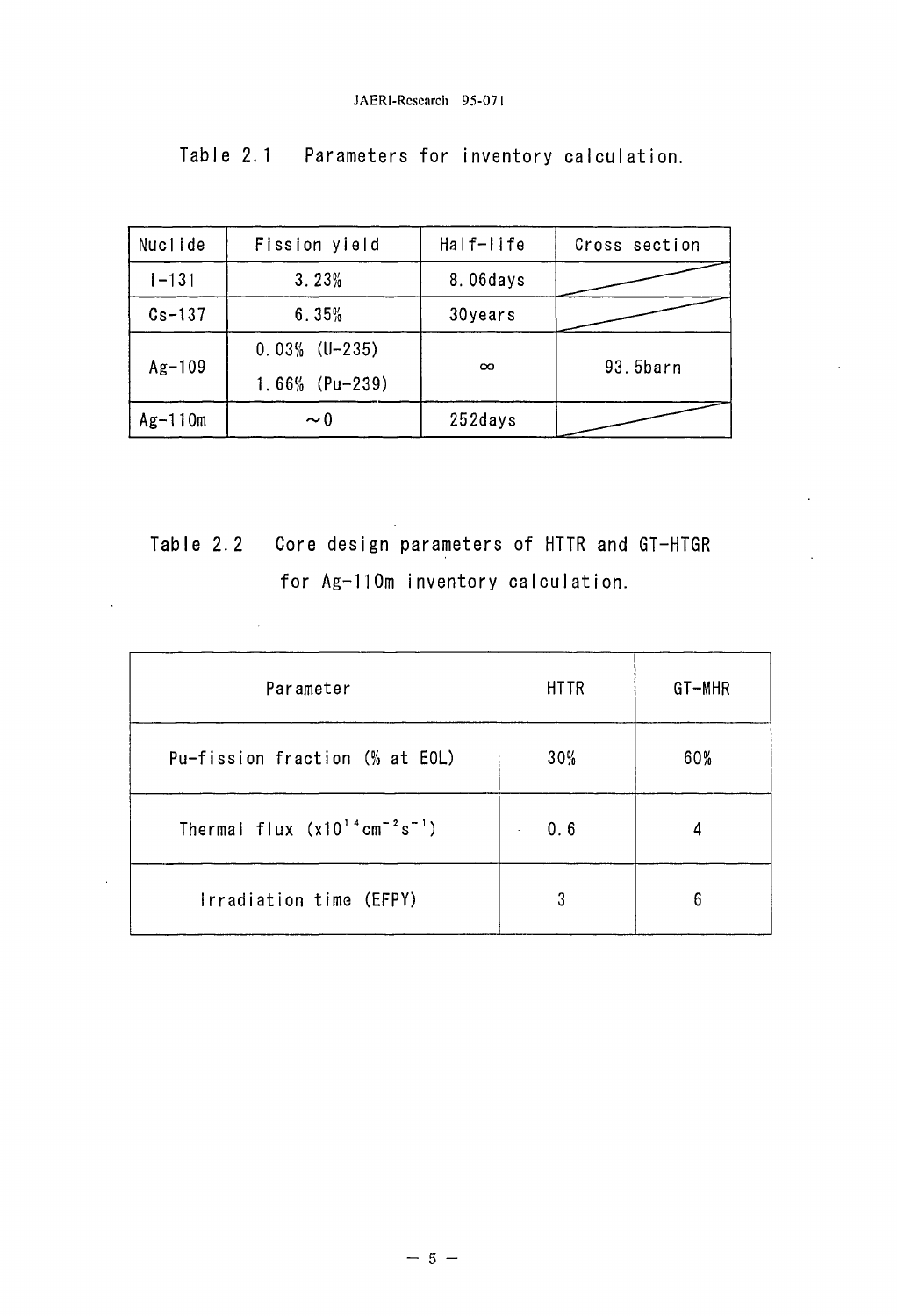Table 2.1 Parameters for inventory calculation.

| Nuclide | Fission yield | Half-life | Cross section |
|---|---|---|---|
| I-131 | 3.23% | 8.06days | |
| Cs-137 | 6.35% | 30years | |
| Ag-109 | 0.03% (U-235)<br>1.66% (Pu-239) | ∞ | 93.5barn |
| Ag-110m | ~0 | 252days | |

Table 2.2 Core design parameters of HTTR and GT-HTGR for Ag-110m inventory calculation.

| Parameter | HTTR | GT-MHR |
|---|---|---|
| Pu-fission fraction (% at EOL) | 30% | 60% |
| Thermal flux ($\times 10^{14} cm^{-2} s^{-1}$) | 0.6 | 4 |
| Irradiation time (EFPY) | 3 | 6 |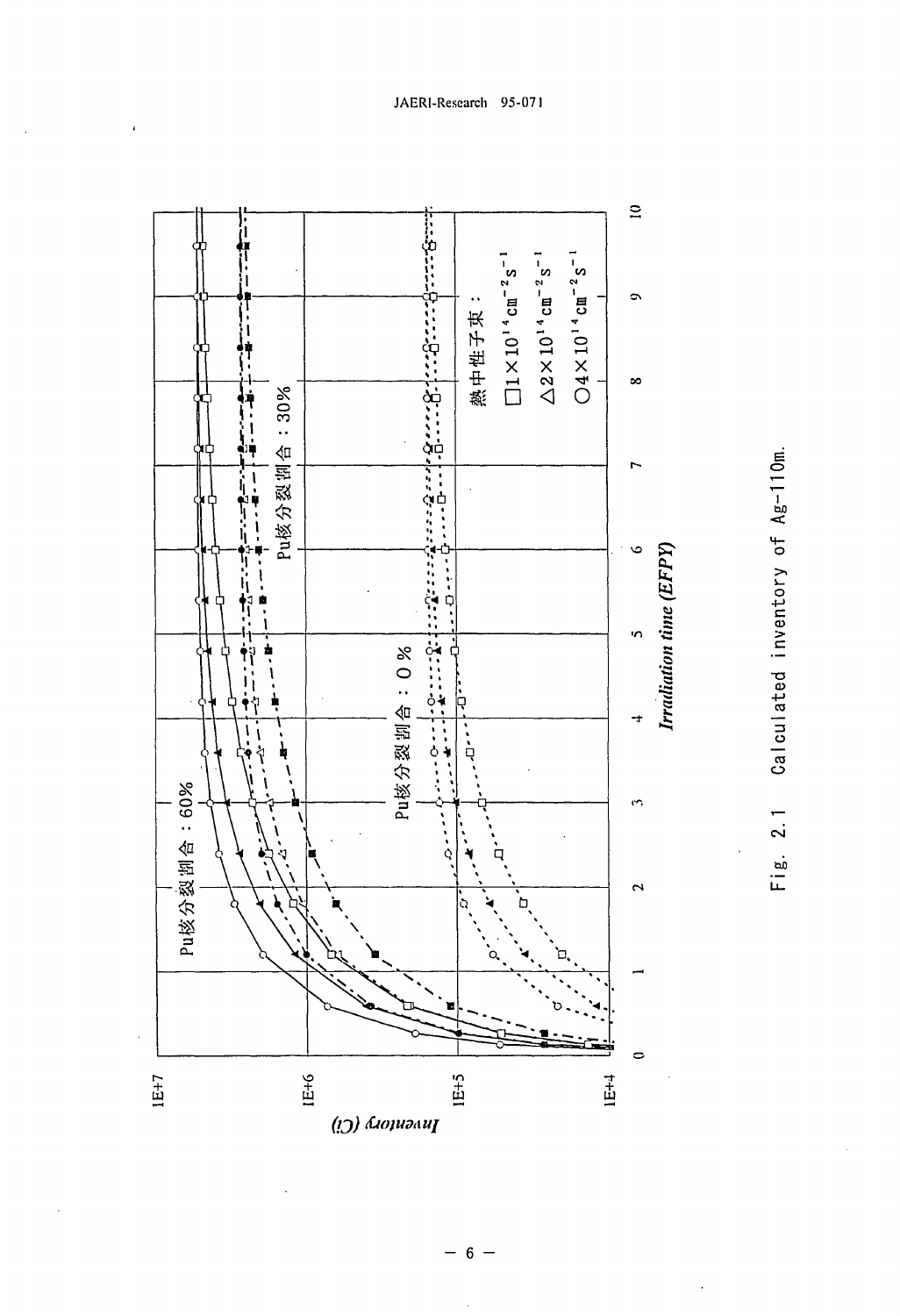Pu核分裂割合：60%

Pu核分裂割合：30%

Pu核分裂割合：0%

熱中性子束：

□$1\times10^{14}$ cm$^{-2}$s$^{-1}$

△$2\times10^{14}$ cm$^{-2}$s$^{-1}$

○$4\times10^{14}$ cm$^{-2}$s$^{-1}$

Inventory (Ci)

Irradiation time (EFPY)

Fig. 2.1 Calculated inventory of Ag-110m.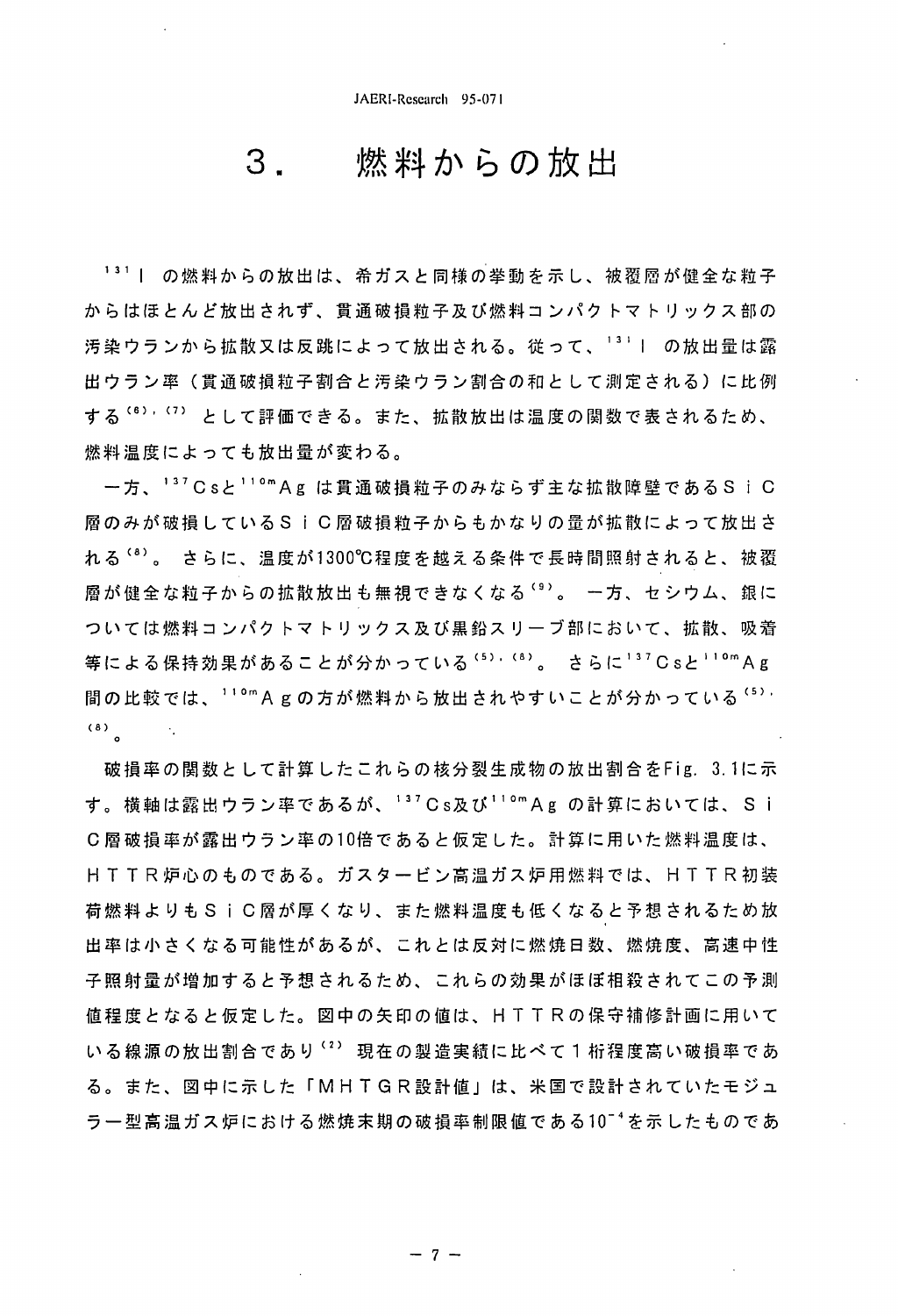# 3．　燃料からの放出

$^{131}I$ の燃料からの放出は、希ガスと同様の挙動を示し、被覆層が健全な粒子からはほとんど放出されず、貫通破損粒子及び燃料コンパクトマトリックス部の汚染ウランから拡散又は反跳によって放出される。従って、$^{131}I$ の放出量は露出ウラン率（貫通破損粒子割合と汚染ウラン割合の和として測定される）に比例する[6),(7)] として評価できる。また、拡散放出は温度の関数で表されるため、燃料温度によっても放出量が変わる。

一方、$^{137}Cs$と$^{110m}Ag$ は貫通破損粒子のみならず主な拡散障壁であるＳｉＣ層のみが破損しているＳｉＣ層破損粒子からもかなりの量が拡散によって放出される[8)]。さらに、温度が1300℃程度を越える条件で長時間照射されると、被覆層が健全な粒子からの拡散放出も無視できなくなる[9)]。一方、セシウム、銀については燃料コンパクトマトリックス及び黒鉛スリーブ部において、拡散、吸着等による保持効果があることが分かっている[5),(8)]。さらに$^{137}Cs$と$^{110m}Ag$ 間の比較では、$^{110m}Ag$ の方が燃料から放出されやすいことが分かっている[5),(8)]。

破損率の関数として計算したこれらの核分裂生成物の放出割合をFig. 3.1に示す。横軸は露出ウラン率であるが、$^{137}Cs$及び$^{110m}Ag$ の計算においては、ＳｉＣ層破損率が露出ウラン率の10倍であると仮定した。計算に用いた燃料温度は、ＨＴＴＲ炉心のものである。ガスタービン高温ガス炉用燃料では、ＨＴＴＲ初装荷燃料よりもＳｉＣ層が厚くなり、また燃料温度も低くなると予想されるため放出率は小さくなる可能性があるが、これとは反対に燃焼日数、燃焼度、高速中性子照射量が増加すると予想されるため、これらの効果がほぼ相殺されてこの予測値程度となると仮定した。図中の矢印の値は、ＨＴＴＲの保守補修計画に用いている線源の放出割合であり[2)] 現在の製造実績に比べて１桁程度高い破損率である。また、図中に示した「ＭＨＴＧＲ設計値」は、米国で設計されていたモジュラー型高温ガス炉における燃焼末期の破損率制限値である$10^{-4}$を示したものであ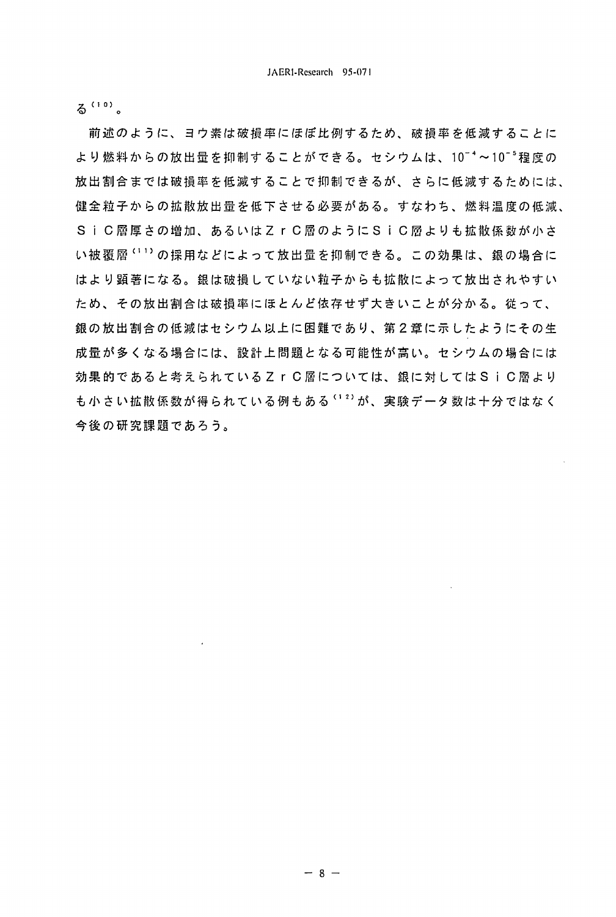る[10]。

前述のように、ヨウ素は破損率にほぼ比例するため、破損率を低減することにより燃料からの放出量を抑制することができる。セシウムは、$10^{-4}$～$10^{-5}$程度の放出割合までは破損率を低減することで抑制できるが、さらに低減するためには、健全粒子からの拡散放出量を低下させる必要がある。すなわち、燃料温度の低減、ＳｉＣ層厚さの増加、あるいはＺｒＣ層のようにＳｉＣ層よりも拡散係数が小さい被覆層[11]の採用などによって放出量を抑制できる。この効果は、銀の場合にはより顕著になる。銀は破損していない粒子からも拡散によって放出されやすいため、その放出割合は破損率にほとんど依存せず大きいことが分かる。従って、銀の放出割合の低減はセシウム以上に困難であり、第２章に示したようにその生成量が多くなる場合には、設計上問題となる可能性が高い。セシウムの場合には効果的であると考えられているＺｒＣ層については、銀に対してはＳｉＣ層よりも小さい拡散係数が得られている例もある[12]が、実験データ数は十分ではなく今後の研究課題であろう。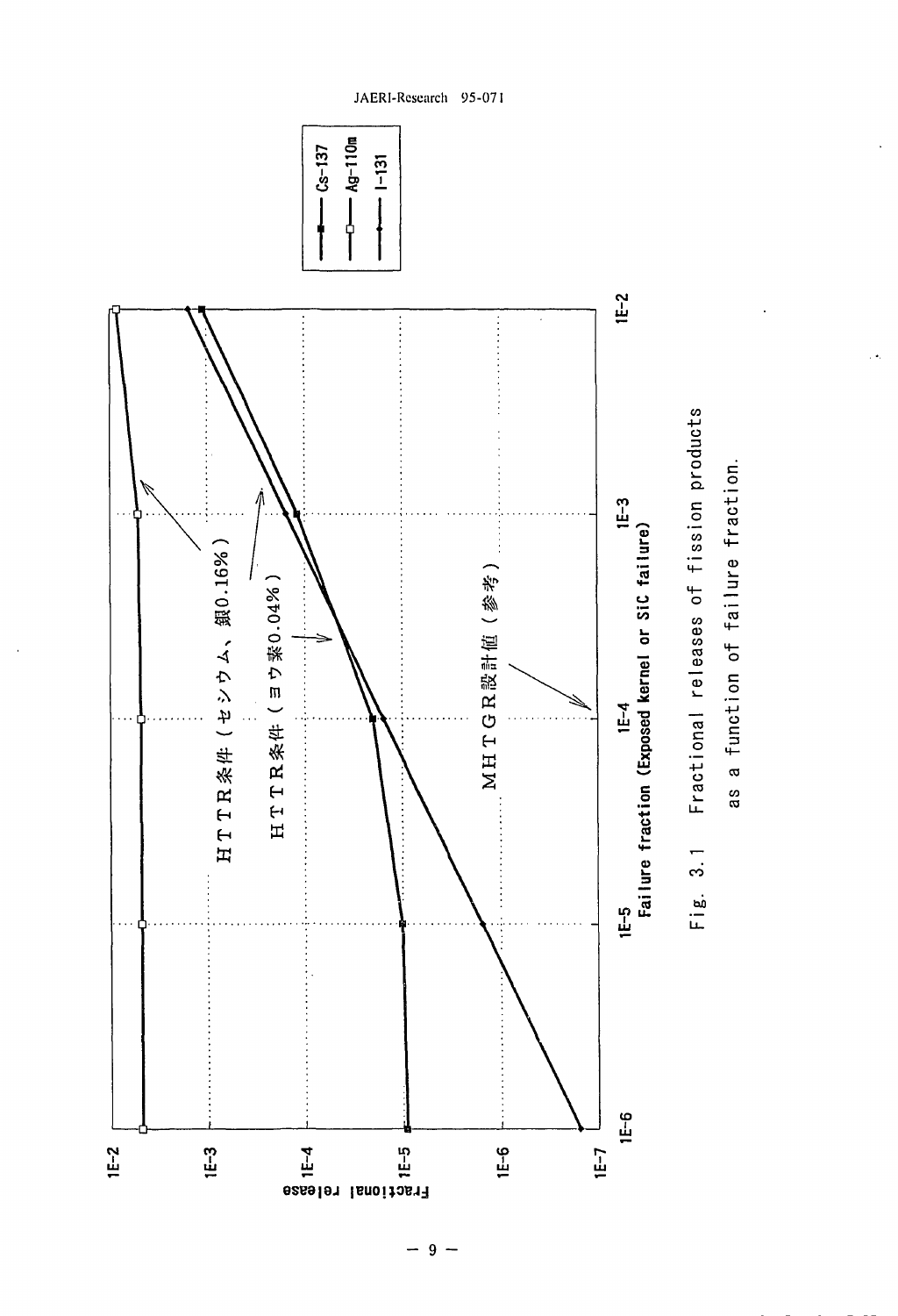Fractional release

1E-2

1E-3

1E-4

1E-5

1E-6

1E-7

1E-6　　1E-5　　1E-4　　1E-3　　1E-2

Failure fraction (Exposed kernel or SiC failure)

Cs-137

Ag-110m

I-131

ＨＴＴＲ条件（セシウム、銀0.16％）

ＨＴＴＲ条件（ヨウ素0.04％）

ＭＨＴＧＲ設計値（参考）

Fig. 3.1　Fractional releases of fission products as a function of failure fraction.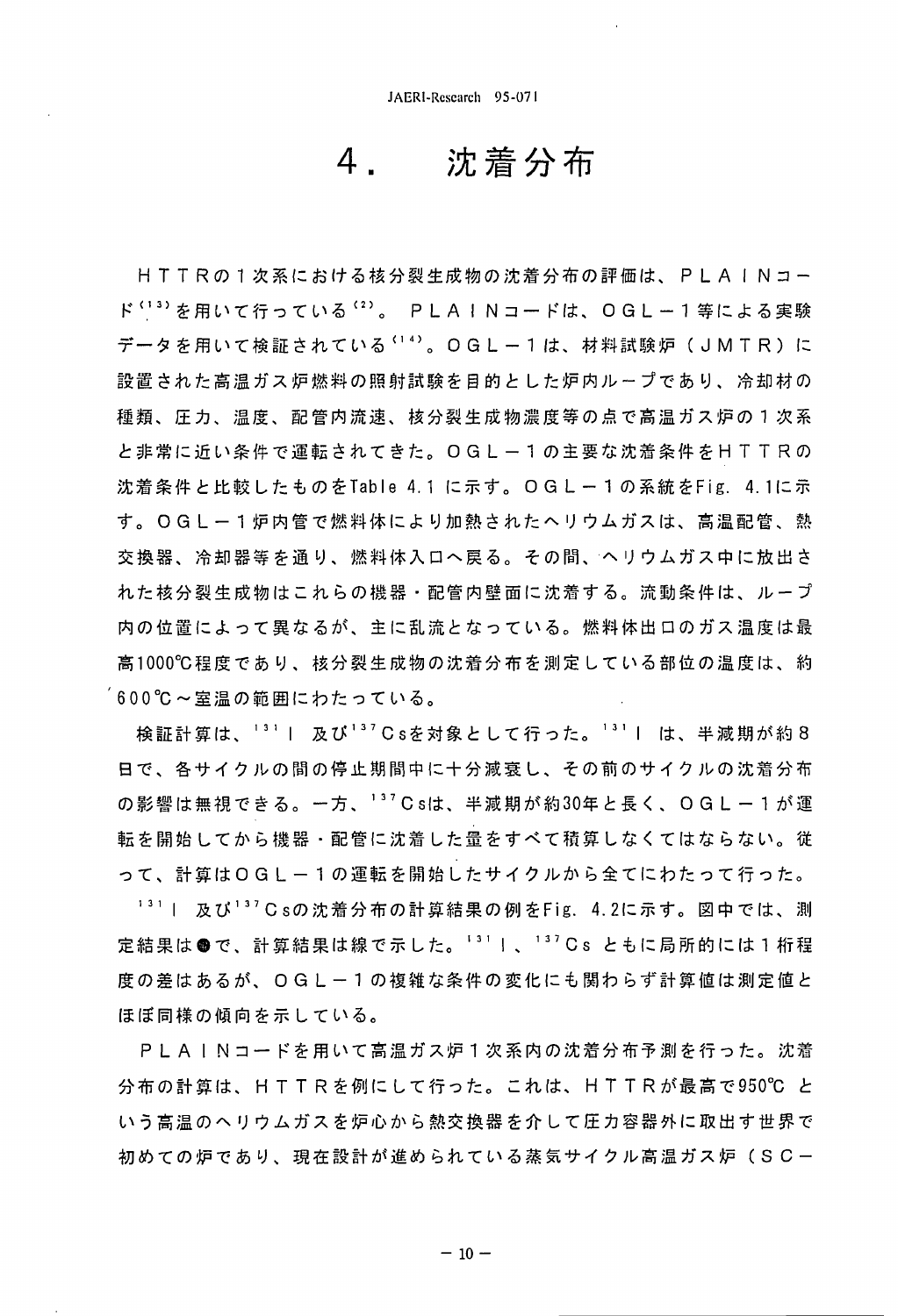# 4. 沈着分布

ＨＴＴＲの１次系における核分裂生成物の沈着分布の評価は、ＰＬＡＩＮコード[(13)]を用いて行っている[(2)]。 ＰＬＡＩＮコードは、ＯＧＬ－１等による実験データを用いて検証されている[(14)]。ＯＧＬ－１は、材料試験炉（ＪＭＴＲ）に設置された高温ガス炉燃料の照射試験を目的とした炉内ループであり、冷却材の種類、圧力、温度、配管内流速、核分裂生成物濃度等の点で高温ガス炉の１次系と非常に近い条件で運転されてきた。ＯＧＬ－１の主要な沈着条件をＨＴＴＲの沈着条件と比較したものをTable 4.1 に示す。ＯＧＬ－１の系統をFig. 4.1に示す。ＯＧＬ－１炉内管で燃料体により加熱されたヘリウムガスは、高温配管、熱交換器、冷却器等を通り、燃料体入口へ戻る。その間、ヘリウムガス中に放出された核分裂生成物はこれらの機器・配管内壁面に沈着する。流動条件は、ループ内の位置によって異なるが、主に乱流となっている。燃料体出口のガス温度は最高1000℃程度であり、核分裂生成物の沈着分布を測定している部位の温度は、約600℃～室温の範囲にわたっている。

検証計算は、$^{131}$Ｉ 及び$^{137}$Ｃsを対象として行った。$^{131}$Ｉ は、半減期が約８日で、各サイクルの間の停止期間中に十分減衰し、その前のサイクルの沈着分布の影響は無視できる。一方、$^{137}$Ｃsは、半減期が約30年と長く、ＯＧＬ－１が運転を開始してから機器・配管に沈着した量をすべて積算しなくてはならない。従って、計算はＯＧＬ－１の運転を開始したサイクルから全てにわたって行った。

$^{131}$Ｉ 及び$^{137}$Ｃsの沈着分布の計算結果の例をFig. 4.2に示す。図中では、測定結果は●で、計算結果は線で示した。$^{131}$Ｉ、$^{137}$Ｃs ともに局所的には１桁程度の差はあるが、ＯＧＬ－１の複雑な条件の変化にも関わらず計算値は測定値とほぼ同様の傾向を示している。

ＰＬＡＩＮコードを用いて高温ガス炉１次系内の沈着分布予測を行った。沈着分布の計算は、ＨＴＴＲを例にして行った。これは、ＨＴＴＲが最高で950℃ という高温のヘリウムガスを炉心から熱交換器を介して圧力容器外に取出す世界で初めての炉であり、現在設計が進められている蒸気サイクル高温ガス炉（ＳＣ－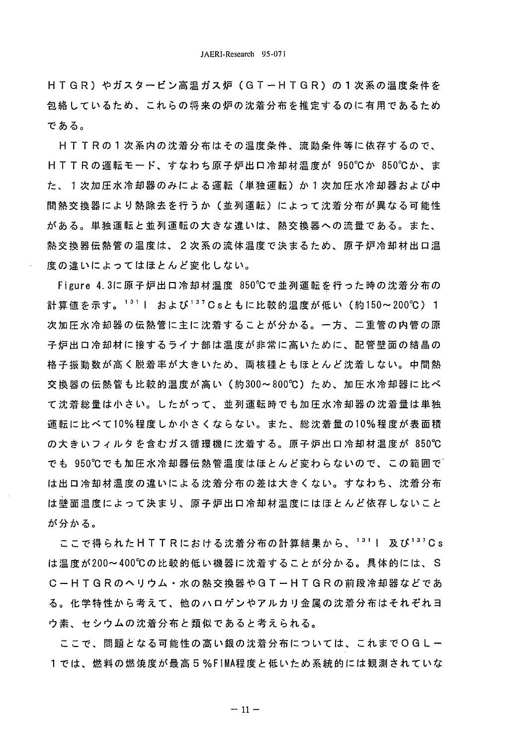ＨＴＧＲ）やガスタービン高温ガス炉（ＧＴ－ＨＴＧＲ）の１次系の温度条件を包絡しているため、これらの将来の炉の沈着分布を推定するのに有用であるためである。

ＨＴＴＲの１次系内の沈着分布はその温度条件、流動条件等に依存するので、ＨＴＴＲの運転モード、すなわち原子炉出口冷却材温度が 950℃か 850℃か、また、１次加圧水冷却器のみによる運転（単独運転）か１次加圧水冷却器および中間熱交換器により熱除去を行うか（並列運転）によって沈着分布が異なる可能性がある。単独運転と並列運転の大きな違いは、熱交換器への流量である。また、熱交換器伝熱管の温度は、２次系の流体温度で決まるため、原子炉冷却材出口温度の違いによってはほとんど変化しない。

Figure 4.3に原子炉出口冷却材温度 850℃で並列運転を行った時の沈着分布の計算値を示す。$^{131}$I および$^{137}$Csともに比較的温度が低い（約150～200℃）１次加圧水冷却器の伝熱管に主に沈着することが分かる。一方、二重管の内管の原子炉出口冷却材に接するライナ部は温度が非常に高いために、配管壁面の結晶の格子振動数が高く脱着率が大きいため、両核種ともほとんど沈着しない。中間熱交換器の伝熱管も比較的温度が高い（約300～800℃）ため、加圧水冷却器に比べて沈着総量は小さい。したがって、並列運転時でも加圧水冷却器の沈着量は単独運転に比べて10％程度しか小さくならない。また、総沈着量の10％程度が表面積の大きいフィルタを含むガス循環機に沈着する。原子炉出口冷却材温度が 850℃でも 950℃でも加圧水冷却器伝熱管温度はほとんど変わらないので、この範囲では出口冷却材温度の違いによる沈着分布の差は大きくない。すなわち、沈着分布は壁面温度によって決まり、原子炉出口冷却材温度にはほとんど依存しないことが分かる。

ここで得られたＨＴＴＲにおける沈着分布の計算結果から、$^{131}$I 及び$^{137}$Csは温度が200～400℃の比較的低い機器に沈着することが分かる。具体的には、ＳＣ－ＨＴＧＲのヘリウム・水の熱交換器やＧＴ－ＨＴＧＲの前段冷却器などである。化学特性から考えて、他のハロゲンやアルカリ金属の沈着分布はそれぞれヨウ素、セシウムの沈着分布と類似であると考えられる。

ここで、問題となる可能性の高い銀の沈着分布については、これまでＯＧＬ－１では、燃料の燃焼度が最高５％FIMA程度と低いため系統的には観測されていな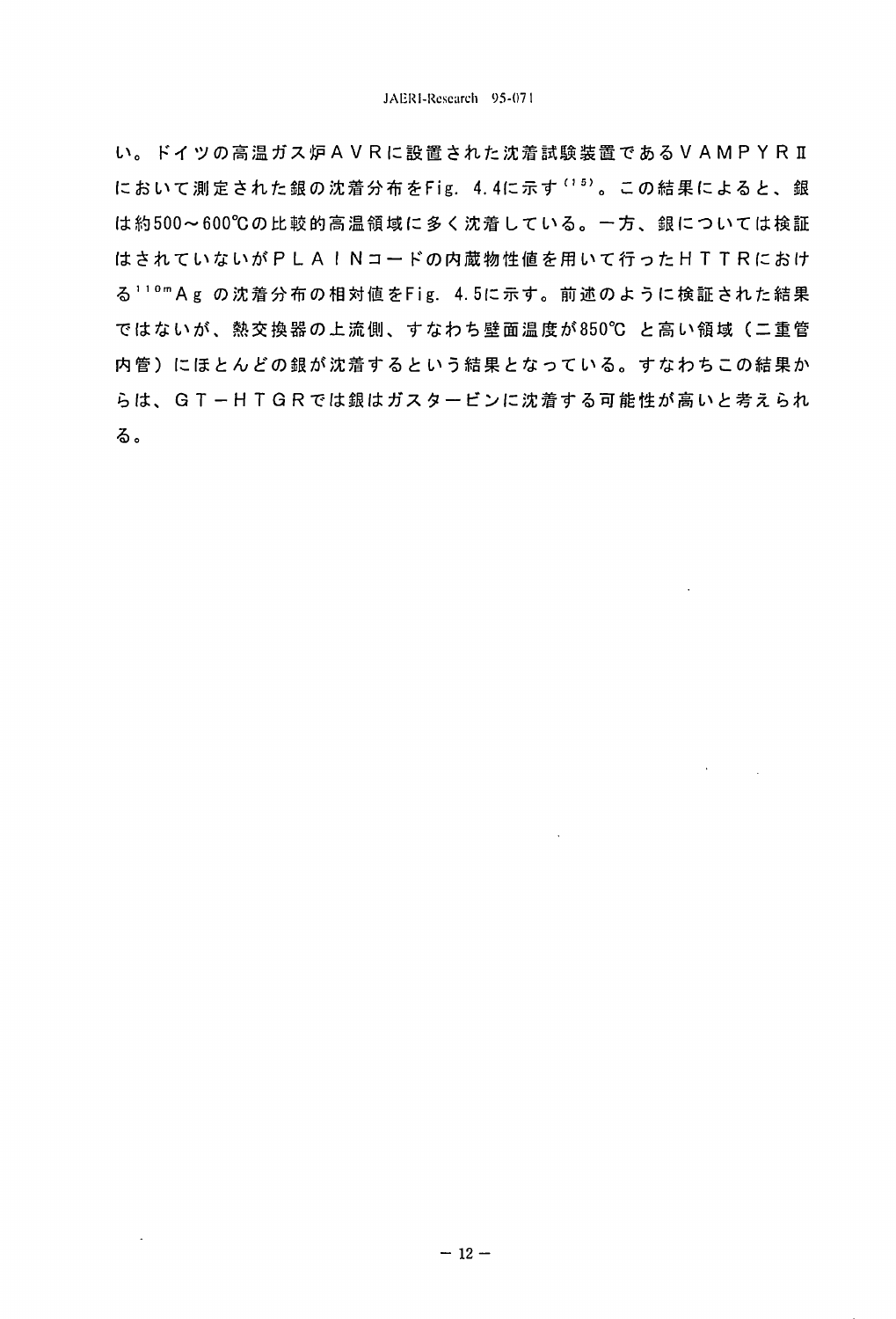い。ドイツの高温ガス炉ＡＶＲに設置された沈着試験装置であるＶＡＭＰＹＲⅡにおいて測定された銀の沈着分布をFig. 4.4に示す[15]。この結果によると、銀は約500～600℃の比較的高温領域に多く沈着している。一方、銀については検証はされていないがＰＬＡＩＮコードの内蔵物性値を用いて行ったＨＴＴＲにおける$^{110m}$Ａｇ の沈着分布の相対値をFig. 4.5に示す。前述のように検証された結果ではないが、熱交換器の上流側、すなわち壁面温度が850℃ と高い領域（二重管内管）にほとんどの銀が沈着するという結果となっている。すなわちこの結果からは、ＧＴ－ＨＴＧＲでは銀はガスタービンに沈着する可能性が高いと考えられる。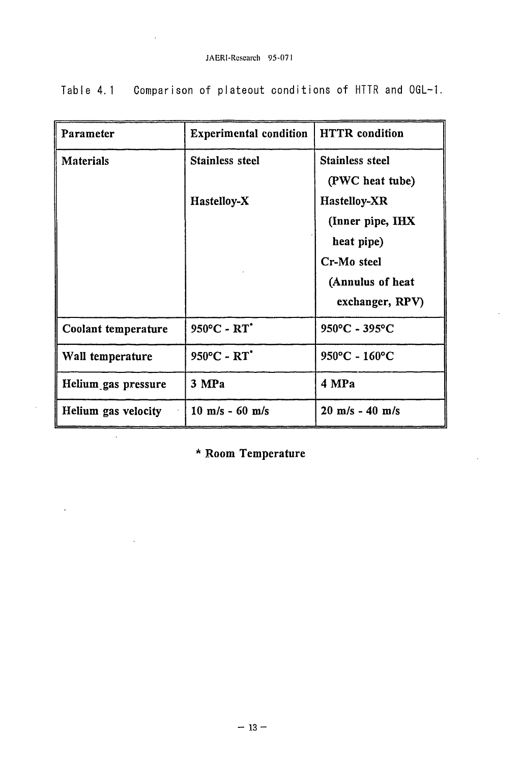Table 4.1 Comparison of plateout conditions of HTTR and OGL-1.

| Parameter | Experimental condition | HTTR condition |
| --- | --- | --- |
| Materials | Stainless steel<br><br>Hastelloy-X | Stainless steel (PWC heat tube)<br>Hastelloy-XR (Inner pipe, IHX heat pipe)<br>Cr-Mo steel (Annulus of heat exchanger, RPV) |
| Coolant temperature | 950°C - RT* | 950°C - 395°C |
| Wall temperature | 950°C - RT* | 950°C - 160°C |
| Helium gas pressure | 3 MPa | 4 MPa |
| Helium gas velocity | 10 m/s - 60 m/s | 20 m/s - 40 m/s |

* Room Temperature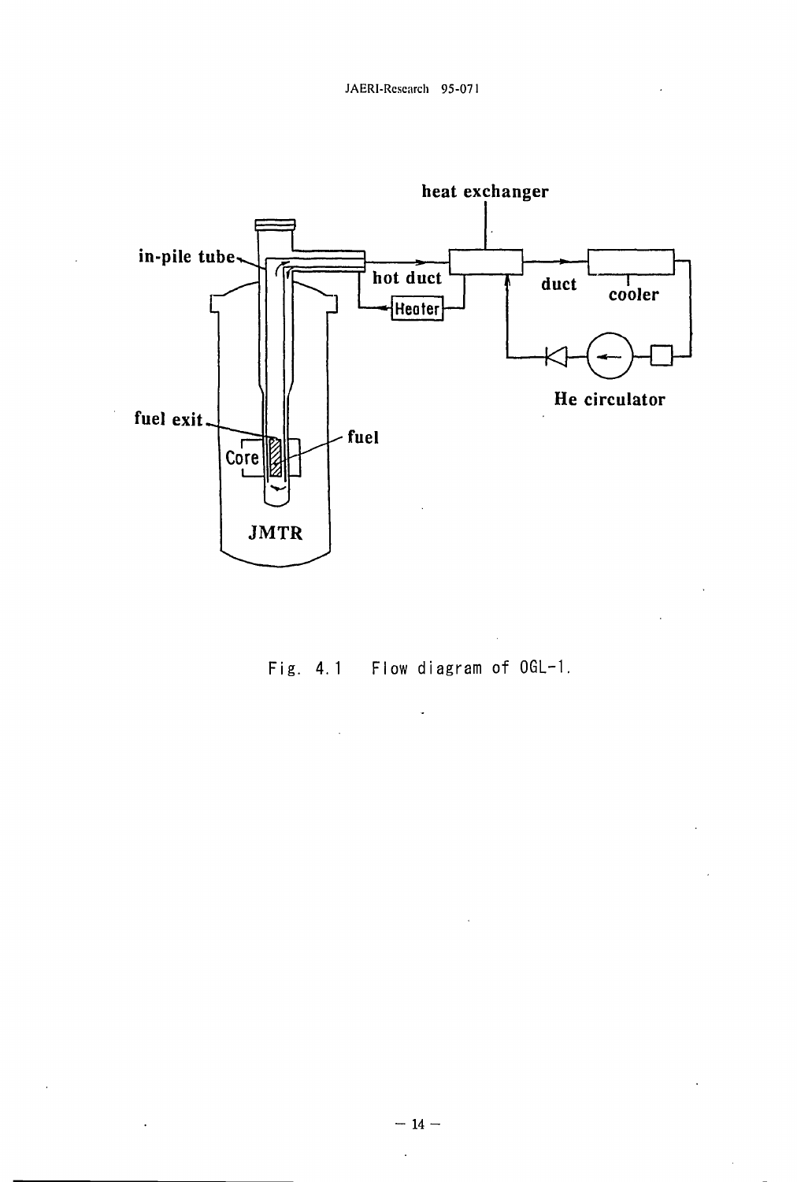Fig. 4.1 Flow diagram of OGL-1.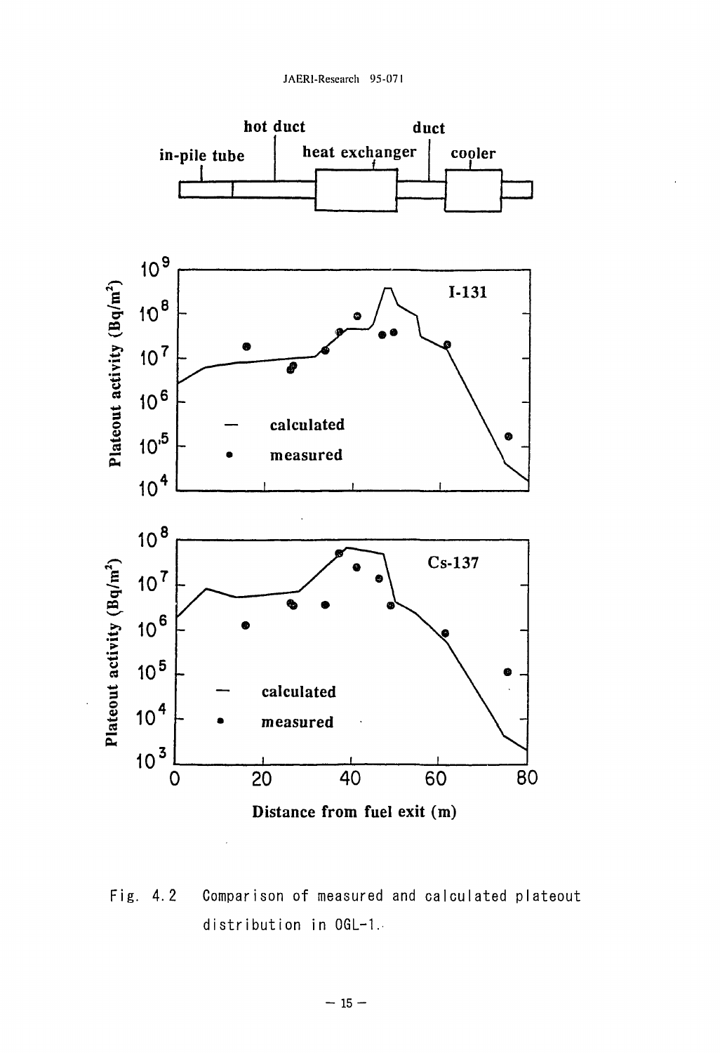Fig. 4.2 Comparison of measured and calculated plateout distribution in OGL-1.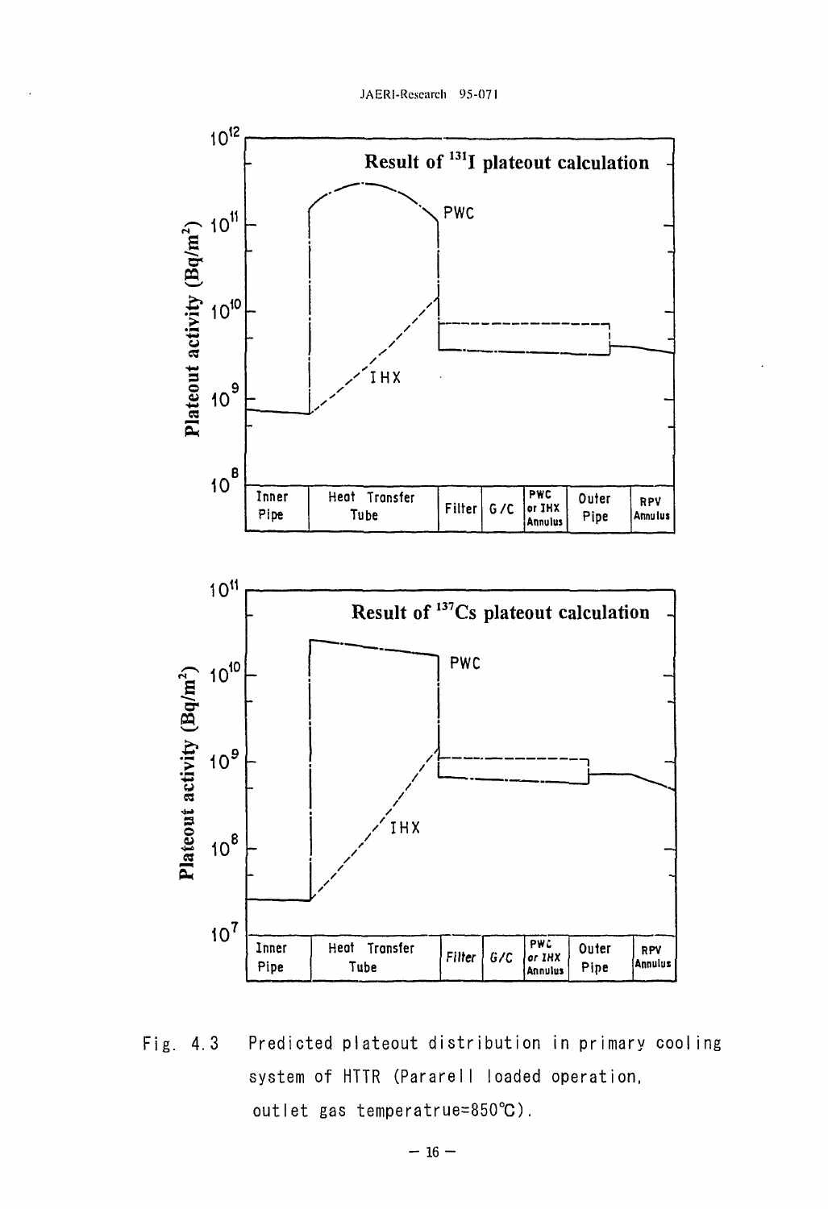Result of $^{131}I$ plateout calculation

Result of $^{137}Cs$ plateout calculation

Fig. 4.3 Predicted plateout distribution in primary cooling system of HTTR (Pararell loaded operation, outlet gas temperatrue=850℃).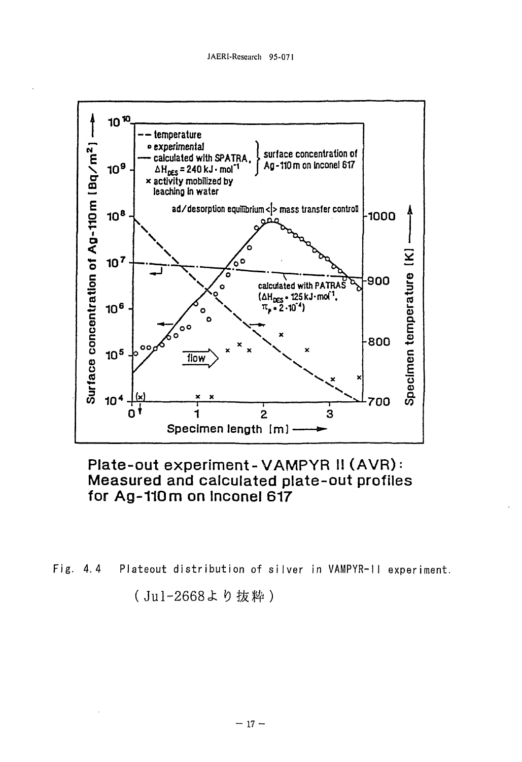Plate-out experiment - VAMPYR II (AVR): Measured and calculated plate-out profiles for Ag-110m on Inconel 617

Fig. 4.4 Plateout distribution of silver in VAMPYR-II experiment.

(Jul-2668より抜粋)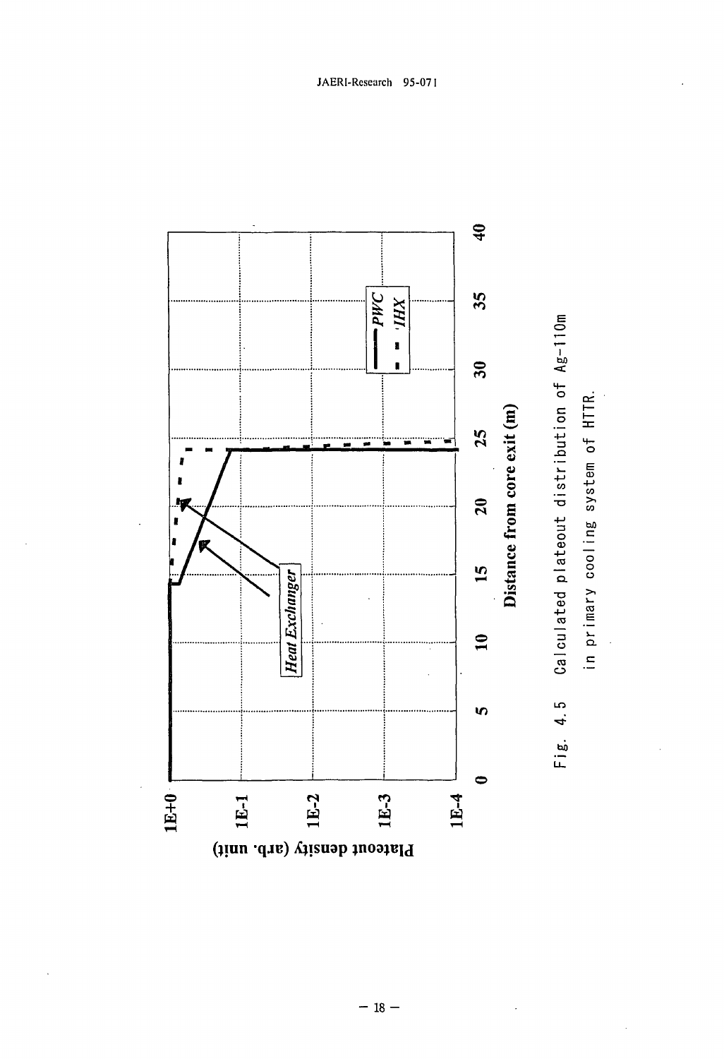Fig. 4.5 Calculated plateout distribution of Ag-110m in primary cooling system of HTTR.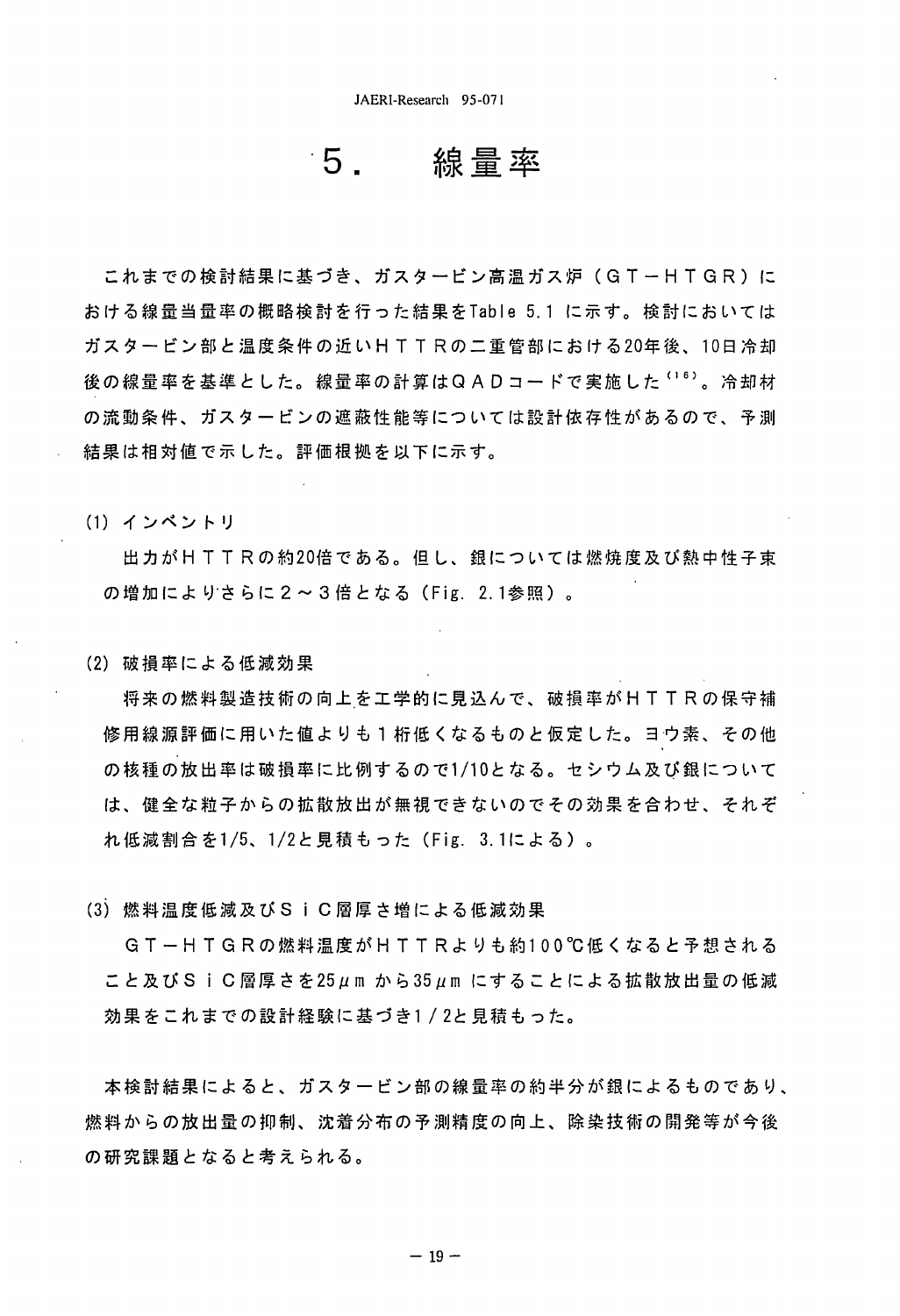# 5. 線量率

これまでの検討結果に基づき、ガスタービン高温ガス炉（ＧＴ－ＨＴＧＲ）における線量当量率の概略検討を行った結果をTable 5.1 に示す。検討においてはガスタービン部と温度条件の近いＨＴＴＲの二重管部における20年後、10日冷却後の線量率を基準とした。線量率の計算はＱＡＤコードで実施した[16]。冷却材の流動条件、ガスタービンの遮蔽性能等については設計依存性があるので、予測結果は相対値で示した。評価根拠を以下に示す。

(1) インベントリ

出力がＨＴＴＲの約20倍である。但し、銀については燃焼度及び熱中性子束の増加によりさらに２～３倍となる（Fig. 2.1参照）。

(2) 破損率による低減効果

将来の燃料製造技術の向上を工学的に見込んで、破損率がＨＴＴＲの保守補修用線源評価に用いた値よりも１桁低くなるものと仮定した。ヨウ素、その他の核種の放出率は破損率に比例するので1/10となる。セシウム及び銀については、健全な粒子からの拡散放出が無視できないのでその効果を合わせ、それぞれ低減割合を1/5、1/2と見積もった（Fig. 3.1による）。

(3) 燃料温度低減及びＳｉＣ層厚さ増による低減効果

ＧＴ－ＨＴＧＲの燃料温度がＨＴＴＲよりも約100℃低くなると予想されること及びＳｉＣ層厚さを25$\mu$m から35$\mu$m にすることによる拡散放出量の低減効果をこれまでの設計経験に基づき1／2と見積もった。

本検討結果によると、ガスタービン部の線量率の約半分が銀によるものであり、燃料からの放出量の抑制、沈着分布の予測精度の向上、除染技術の開発等が今後の研究課題となると考えられる。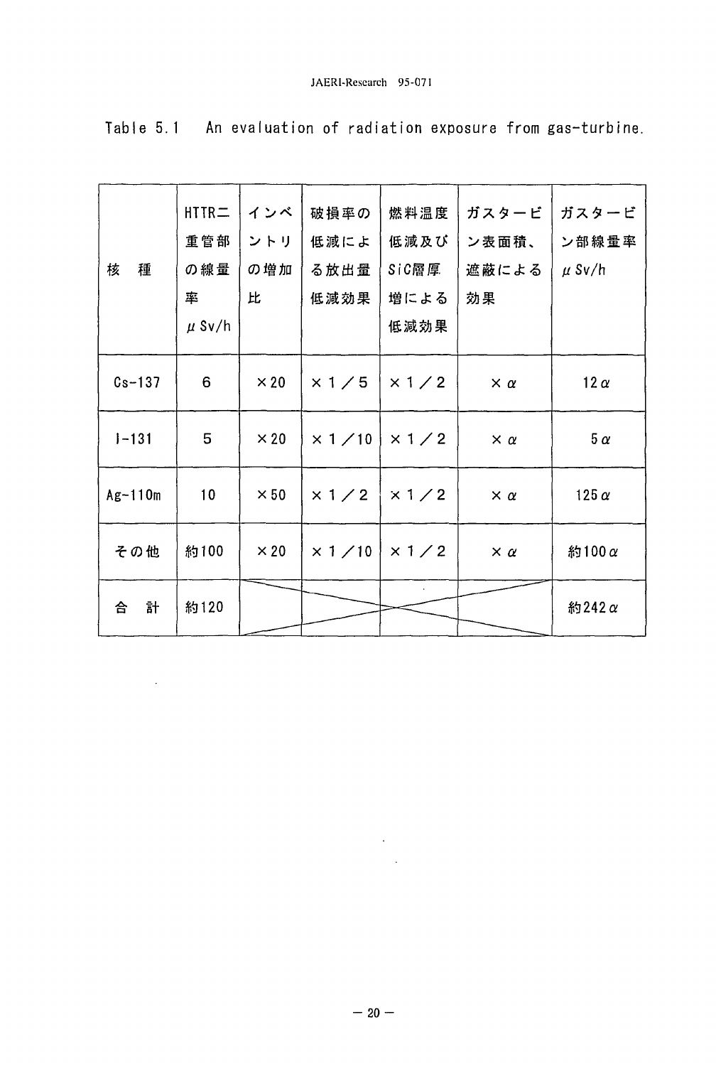Table 5.1　An evaluation of radiation exposure from gas-turbine.

| 核　種 | HTTR二重管部の線量率 $\mu$ Sv/h | インベントリの増加比 | 破損率の低減による放出量低減効果 | 燃料温度低減及びSiC層厚増による低減効果 | ガスタービン表面積、遮蔽による効果 | ガスタービン部線量率 $\mu$ Sv/h |
|---|---|---|---|---|---|---|
| Cs-137 | 6 | ×20 | ×1／5 | ×1／2 | × $\alpha$ | 12 $\alpha$ |
| I-131 | 5 | ×20 | ×1／10 | ×1／2 | × $\alpha$ | 5 $\alpha$ |
| Ag-110m | 10 | ×50 | ×1／2 | ×1／2 | × $\alpha$ | 125 $\alpha$ |
| その他 | 約100 | ×20 | ×1／10 | ×1／2 | × $\alpha$ | 約100 $\alpha$ |
| 合　計 | 約120 | | | | | 約242 $\alpha$ |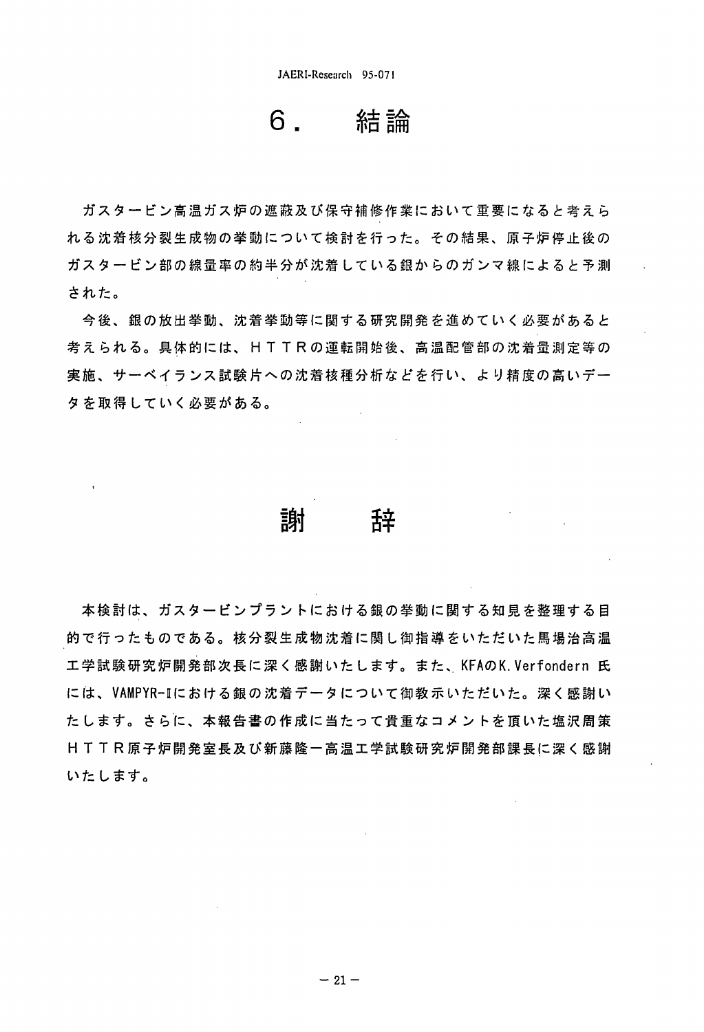# 6. 結論

ガスタービン高温ガス炉の遮蔽及び保守補修作業において重要になると考えられる沈着核分裂生成物の挙動について検討を行った。その結果、原子炉停止後のガスタービン部の線量率の約半分が沈着している銀からのガンマ線によると予測された。

今後、銀の放出挙動、沈着挙動等に関する研究開発を進めていく必要があると考えられる。具体的には、ＨＴＴＲの運転開始後、高温配管部の沈着量測定等の実施、サーベイランス試験片への沈着核種分析などを行い、より精度の高いデータを取得していく必要がある。

# 謝　辞

本検討は、ガスタービンプラントにおける銀の挙動に関する知見を整理する目的で行ったものである。核分裂生成物沈着に関し御指導をいただいた馬場治高温工学試験研究炉開発部次長に深く感謝いたします。また、KFAのK. Verfondern 氏には、VAMPYR-IIにおける銀の沈着データについて御教示いただいた。深く感謝いたします。さらに、本報告書の作成に当たって貴重なコメントを頂いた塩沢周策ＨＴＴＲ原子炉開発室長及び新藤隆一高温工学試験研究炉開発部課長に深く感謝いたします。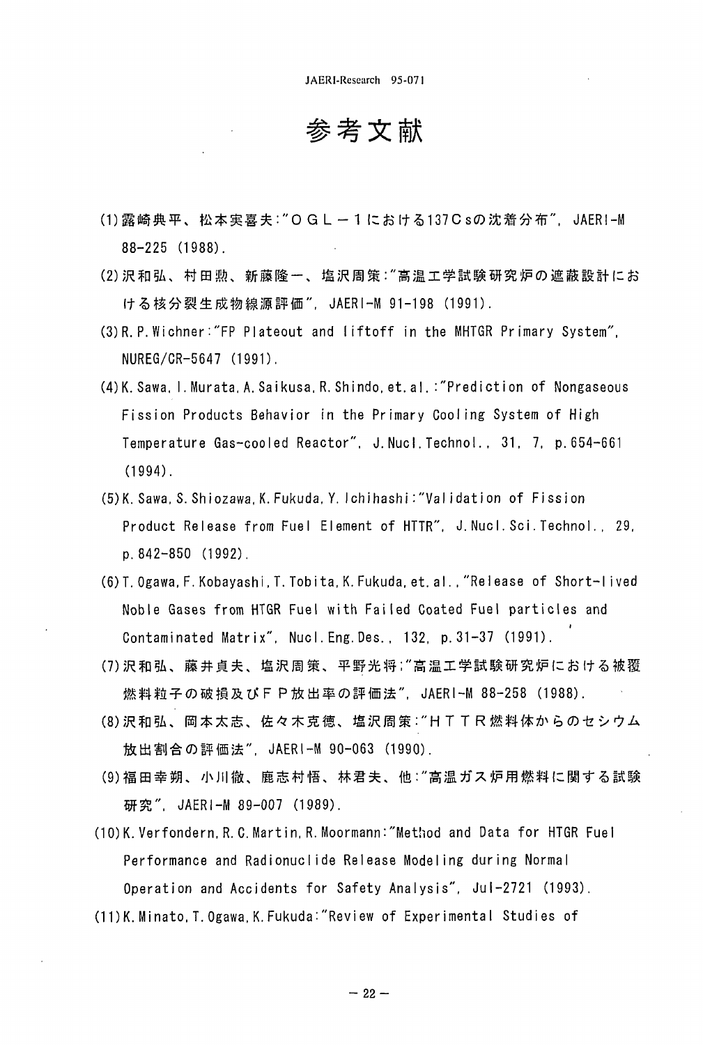# 参考文献

(1) 露崎典平、松本実喜夫:"ＯＧＬ－１における137Ｃsの沈着分布", JAERI-M 88-225 (1988).

(2) 沢和弘、村田勲、新藤隆一、塩沢周策:"高温工学試験研究炉の遮蔽設計における核分裂生成物線源評価", JAERI-M 91-198 (1991).

(3) R.P.Wichner:"FP Plateout and liftoff in the MHTGR Primary System", NUREG/CR-5647 (1991).

(4) K.Sawa, I.Murata, A.Saikusa, R.Shindo, et.al.:"Prediction of Nongaseous Fission Products Behavior in the Primary Cooling System of High Temperature Gas-cooled Reactor", J.Nucl.Technol., 31, 7, p.654-661 (1994).

(5) K.Sawa, S.Shiozawa, K.Fukuda, Y.Ichihashi:"Validation of Fission Product Release from Fuel Element of HTTR", J.Nucl.Sci.Technol., 29, p.842-850 (1992).

(6) T.Ogawa, F.Kobayashi, T.Tobita, K.Fukuda, et.al., "Release of Short-lived Noble Gases from HTGR Fuel with Failed Coated Fuel particles and Contaminated Matrix", Nucl.Eng.Des., 132, p.31-37 (1991).

(7) 沢和弘、藤井貞夫、塩沢周策、平野光将;"高温工学試験研究炉における被覆燃料粒子の破損及びＦＰ放出率の評価法", JAERI-M 88-258 (1988).

(8) 沢和弘、岡本太志、佐々木克徳、塩沢周策:"ＨＴＴＲ燃料体からのセシウム放出割合の評価法", JAERI-M 90-063 (1990).

(9) 福田幸朔、小川徹、鹿志村悟、林君夫、他:"高温ガス炉用燃料に関する試験研究", JAERI-M 89-007 (1989).

(10) K.Verfondern, R.C.Martin, R.Moormann:"Method and Data for HTGR Fuel Performance and Radionuclide Release Modeling during Normal Operation and Accidents for Safety Analysis", Jul-2721 (1993).

(11) K.Minato, T.Ogawa, K.Fukuda:"Review of Experimental Studies of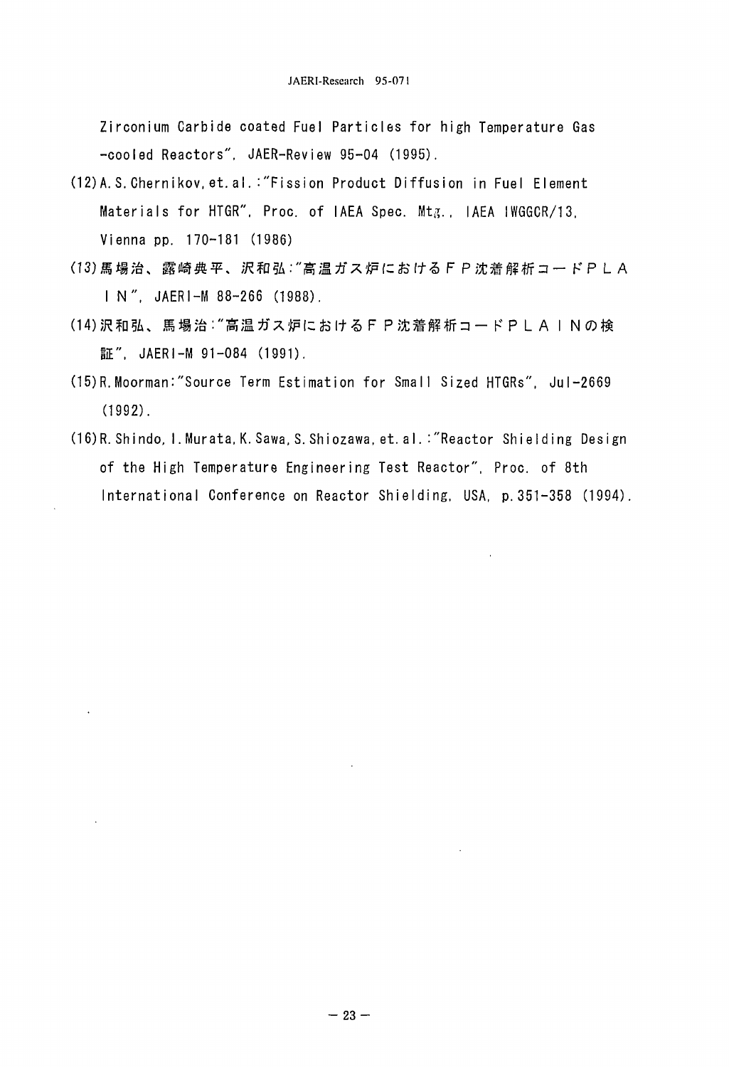Zirconium Carbide coated Fuel Particles for high Temperature Gas -cooled Reactors", JAER-Review 95-04 (1995).

(12) A. S. Chernikov, et. al.:"Fission Product Diffusion in Fuel Element Materials for HTGR", Proc. of IAEA Spec. Mtg., IAEA IWGGCR/13, Vienna pp. 170-181 (1986)

(13) 馬場治、露崎典平、沢和弘:"高温ガス炉におけるFP沈着解析コードPLAIN", JAERI-M 88-266 (1988).

(14) 沢和弘、馬場治:"高温ガス炉におけるFP沈着解析コードPLAINの検証", JAERI-M 91-084 (1991).

(15) R. Moorman:"Source Term Estimation for Small Sized HTGRs", Jul-2669 (1992).

(16) R. Shindo, I. Murata, K. Sawa, S. Shiozawa, et. al.:"Reactor Shielding Design of the High Temperature Engineering Test Reactor", Proc. of 8th International Conference on Reactor Shielding, USA, p.351-358 (1994).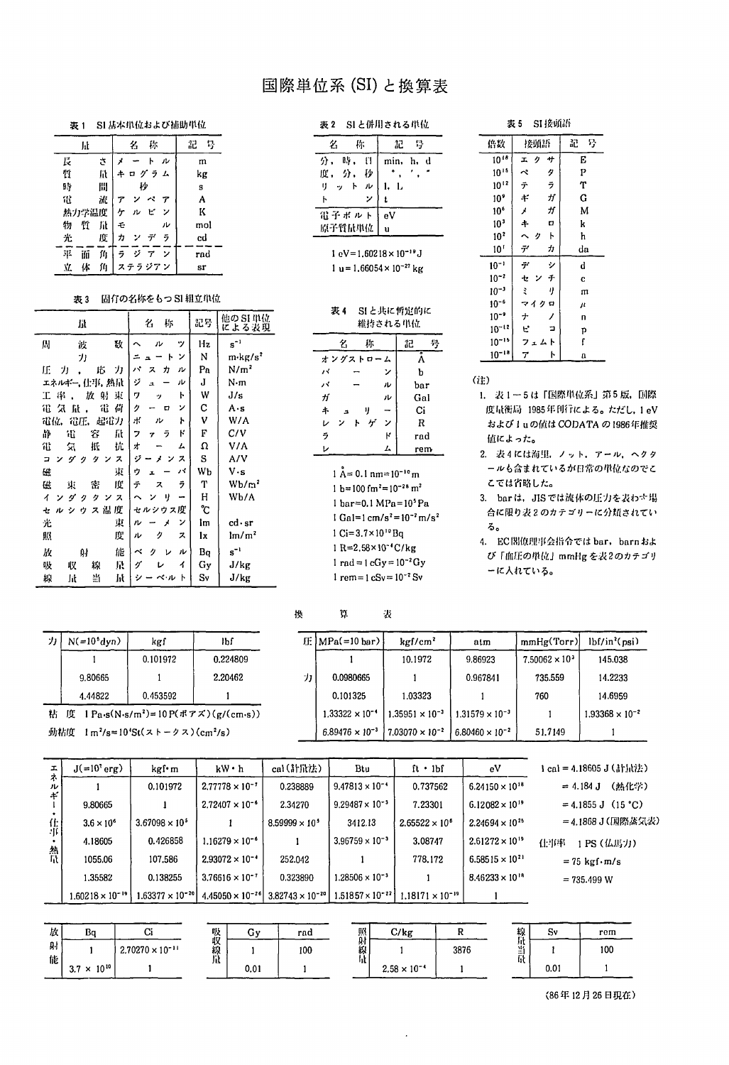# 国際単位系 (SI) と換算表

**表1　SI基本単位および補助単位**

| 量 | 名　称 | 記　号 |
|---|---|---|
| 長　さ | メートル | m |
| 質　量 | キログラム | kg |
| 時　間 | 秒 | s |
| 電　流 | アンペア | A |
| 熱力学温度 | ケルビン | K |
| 物質量 | モル | mol |
| 光　度 | カンデラ | cd |
| 平面角 | ラジアン | rad |
| 立体角 | ステラジアン | sr |

**表3　固有の名称をもつSI組立単位**

| 量 | 名　称 | 記号 | 他のSI単位による表現 |
|---|---|---|---|
| 周波数 | ヘルツ | Hz | $s^{-1}$ |
| 力 | ニュートン | N | $m \cdot kg/s^2$ |
| 圧力，応力 | パスカル | Pa | $N/m^2$ |
| エネルギー，仕事，熱量 | ジュール | J | N·m |
| 工率，放射束 | ワット | W | J/s |
| 電気量，電荷 | クーロン | C | A·s |
| 電位，電圧，起電力 | ボルト | V | W/A |
| 静電容量 | ファラド | F | C/V |
| 電気抵抗 | オーム | Ω | V/A |
| コンダクタンス | ジーメンス | S | A/V |
| 磁束 | ウェーバ | Wb | V·s |
| 磁束密度 | テスラ | T | $Wb/m^2$ |
| インダクタンス | ヘンリー | H | Wb/A |
| セルシウス温度 | セルシウス度 | ℃ | |
| 光束 | ルーメン | lm | cd·sr |
| 照度 | ルクス | lx | $lm/m^2$ |
| 放射能 | ベクレル | Bq | $s^{-1}$ |
| 吸収線量 | グレイ | Gy | J/kg |
| 線量当量 | シーベルト | Sv | J/kg |

**表2　SIと併用される単位**

| 名　称 | 記　号 |
|---|---|
| 分，時，日 | min, h, d |
| 度，分，秒 | °, ′, ″ |
| リットル | l, L |
| トン | t |
| 電子ボルト | eV |
| 原子質量単位 | u |

1 eV $= 1.60218 \times 10^{-19}$ J
1 u $= 1.66054 \times 10^{-27}$ kg

**表4　SIと共に暫定的に維持される単位**

| 名　称 | 記　号 |
|---|---|
| オングストローム | Å |
| バーン | b |
| バール | bar |
| ガル | Gal |
| キュリー | Ci |
| レントゲン | R |
| ラド | rad |
| レム | rem |

1 Å $= 0.1$ nm $= 10^{-10}$ m
1 b $= 100$ $fm^2 = 10^{-28}$ $m^2$
1 bar $= 0.1$ MPa $= 10^5$ Pa
1 Gal $= 1$ $cm/s^2 = 10^{-2}$ $m/s^2$
1 Ci $= 3.7 \times 10^{10}$ Bq
1 R $= 2.58 \times 10^{-4}$ C/kg
1 rad $= 1$ cGy $= 10^{-2}$ Gy
1 rem $= 1$ cSv $= 10^{-2}$ Sv

**表5　SI接頭語**

| 倍数 | 接頭語 | 記　号 |
|---|---|---|
| $10^{18}$ | エクサ | E |
| $10^{15}$ | ペタ | P |
| $10^{12}$ | テラ | T |
| $10^{9}$ | ギガ | G |
| $10^{6}$ | メガ | M |
| $10^{3}$ | キロ | k |
| $10^{2}$ | ヘクト | h |
| $10^{1}$ | デカ | da |
| $10^{-1}$ | デシ | d |
| $10^{-2}$ | センチ | c |
| $10^{-3}$ | ミリ | m |
| $10^{-6}$ | マイクロ | μ |
| $10^{-9}$ | ナノ | n |
| $10^{-12}$ | ピコ | p |
| $10^{-15}$ | フェムト | f |
| $10^{-18}$ | アト | a |

(注)

1. 表1－5は「国際単位系」第5版，国際度量衡局 1985年刊行による。ただし，1 eV および 1 u の値は CODATA の1986年推奨値によった。
2. 表4には海里，ノット，アール，ヘクタールも含まれているが日常の単位なのでここでは省略した。
3. bar は，JISでは流体の圧力を表わす場合に限り表2のカテゴリーに分類されている。
4. EC閣僚理事会指令では bar，barn および「血圧の単位」mmHg を表2のカテゴリーに入れている。

## 換　算　表

| 力 | N($=10^5$dyn) | kgf | lbf |
|---|---|---|---|
| | 1 | 0.101972 | 0.224809 |
| | 9.80665 | 1 | 2.20462 |
| | 4.44822 | 0.453592 | 1 |

粘　度　1 Pa·s(N·s/m²) = 10 P(ポアズ)(g/(cm·s))

動粘度　1 m²/s = 10⁴St(ストークス)(cm²/s)

| 圧力 | MPa($=10$ bar) | kgf/cm² | atm | mmHg(Torr) | lbf/in²(psi) |
|---|---|---|---|---|---|
| | 1 | 10.1972 | 9.86923 | $7.50062 \times 10^3$ | 145.038 |
| | 0.0980665 | 1 | 0.967841 | 735.559 | 14.2233 |
| | 0.101325 | 1.03323 | 1 | 760 | 14.6959 |
| | $1.33322 \times 10^{-4}$ | $1.35951 \times 10^{-3}$ | $1.31579 \times 10^{-3}$ | 1 | $1.93368 \times 10^{-2}$ |
| | $6.89476 \times 10^{-3}$ | $7.03070 \times 10^{-2}$ | $6.80460 \times 10^{-2}$ | 51.7149 | 1 |

| エネルギー・仕事・熱量 | J($=10^7$ erg) | kgf·m | kW·h | cal(計量法) | Btu | ft·lbf | eV |
|---|---|---|---|---|---|---|---|
| | 1 | 0.101972 | $2.77778 \times 10^{-7}$ | 0.238889 | $9.47813 \times 10^{-4}$ | 0.737562 | $6.24150 \times 10^{18}$ |
| | 9.80665 | 1 | $2.72407 \times 10^{-6}$ | 2.34270 | $9.29487 \times 10^{-3}$ | 7.23301 | $6.12082 \times 10^{19}$ |
| | $3.6 \times 10^6$ | $3.67098 \times 10^5$ | 1 | $8.59999 \times 10^5$ | 3412.13 | $2.65522 \times 10^6$ | $2.24694 \times 10^{25}$ |
| | 4.18605 | 0.426858 | $1.16279 \times 10^{-6}$ | 1 | $3.96759 \times 10^{-3}$ | 3.08747 | $2.61272 \times 10^{19}$ |
| | 1055.06 | 107.586 | $2.93072 \times 10^{-4}$ | 252.042 | 1 | 778.172 | $6.58515 \times 10^{21}$ |
| | 1.35582 | 0.138255 | $3.76616 \times 10^{-7}$ | 0.323890 | $1.28506 \times 10^{-3}$ | 1 | $8.46233 \times 10^{18}$ |
| | $1.60218 \times 10^{-19}$ | $1.63377 \times 10^{-20}$ | $4.45050 \times 10^{-26}$ | $3.82743 \times 10^{-20}$ | $1.51857 \times 10^{-22}$ | $1.18171 \times 10^{-19}$ | 1 |

1 cal = 4.18605 J (計量法)
　　= 4.184 J　(熱化学)
　　= 4.1855 J　(15 °C)
　　= 4.1868 J (国際蒸気表)

仕事率　1 PS (仏馬力)
　　= 75 kgf·m/s
　　= 735.499 W

| 放射能 | Bq | Ci |
|---|---|---|
| | 1 | $2.70270 \times 10^{-11}$ |
| | $3.7 \times 10^{10}$ | 1 |

| 吸収線量 | Gy | rad |
|---|---|---|
| | 1 | 100 |
| | 0.01 | 1 |

| 照射線量 | C/kg | R |
|---|---|---|
| | 1 | 3876 |
| | $2.58 \times 10^{-4}$ | 1 |

| 線量当量 | Sv | rem |
|---|---|---|
| | 1 | 100 |
| | 0.01 | 1 |

(86年12月26日現在)